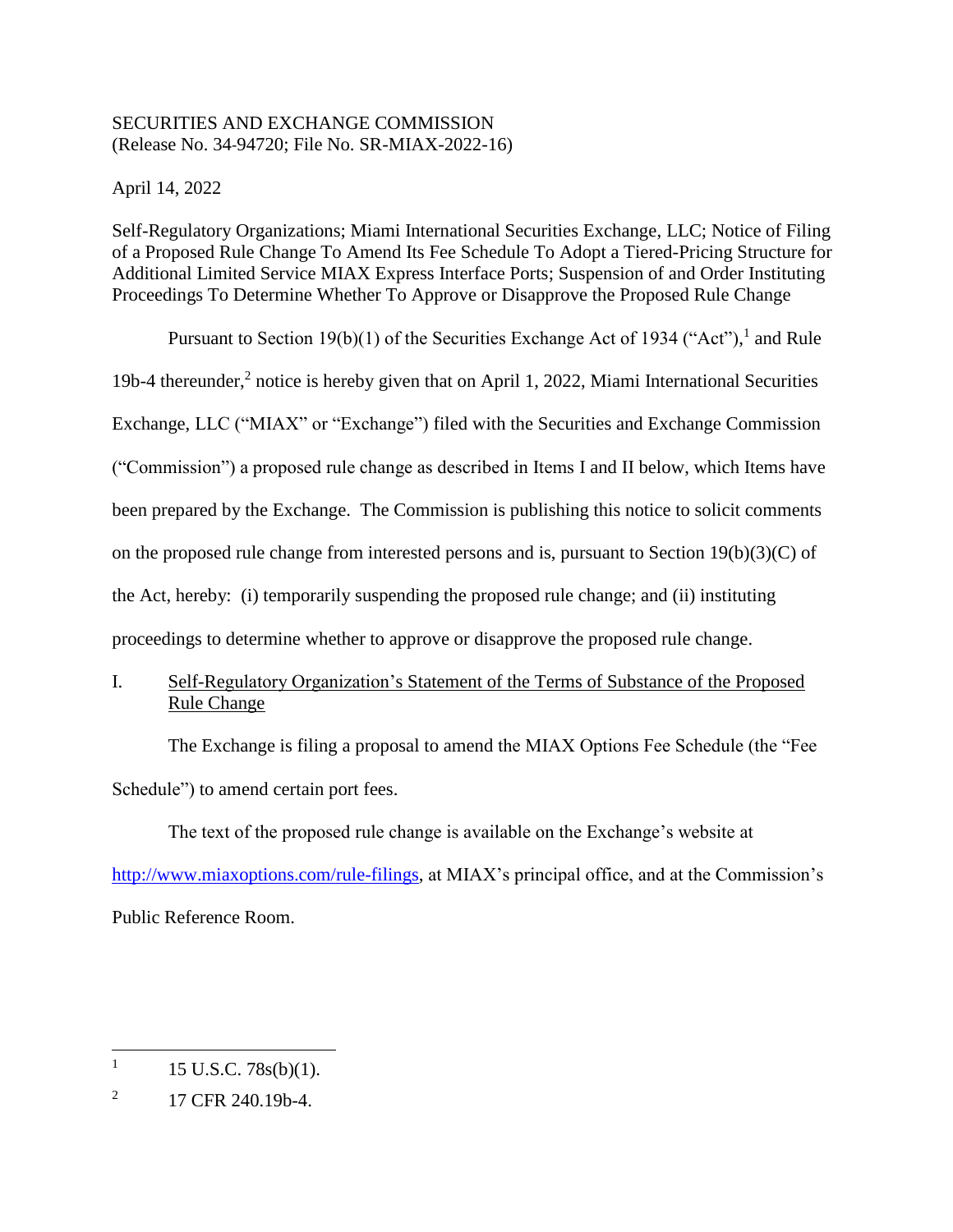SECURITIES AND EXCHANGE COMMISSION
(Release No. 34-94720; File No. SR-MIAX-2022-16)

April 14, 2022

Self-Regulatory Organizations; Miami International Securities Exchange, LLC; Notice of Filing of a Proposed Rule Change To Amend Its Fee Schedule To Adopt a Tiered-Pricing Structure for Additional Limited Service MIAX Express Interface Ports; Suspension of and Order Instituting Proceedings To Determine Whether To Approve or Disapprove the Proposed Rule Change

Pursuant to Section 19(b)(1) of the Securities Exchange Act of 1934 ("Act"),[1] and Rule 19b-4 thereunder,[2] notice is hereby given that on April 1, 2022, Miami International Securities Exchange, LLC ("MIAX" or "Exchange") filed with the Securities and Exchange Commission ("Commission") a proposed rule change as described in Items I and II below, which Items have been prepared by the Exchange. The Commission is publishing this notice to solicit comments on the proposed rule change from interested persons and is, pursuant to Section 19(b)(3)(C) of the Act, hereby: (i) temporarily suspending the proposed rule change; and (ii) instituting proceedings to determine whether to approve or disapprove the proposed rule change.

## I. Self-Regulatory Organization's Statement of the Terms of Substance of the Proposed Rule Change

The Exchange is filing a proposal to amend the MIAX Options Fee Schedule (the "Fee Schedule") to amend certain port fees.

The text of the proposed rule change is available on the Exchange's website at http://www.miaxoptions.com/rule-filings, at MIAX's principal office, and at the Commission's Public Reference Room.

---

[1] 15 U.S.C. 78s(b)(1).

[2] 17 CFR 240.19b-4.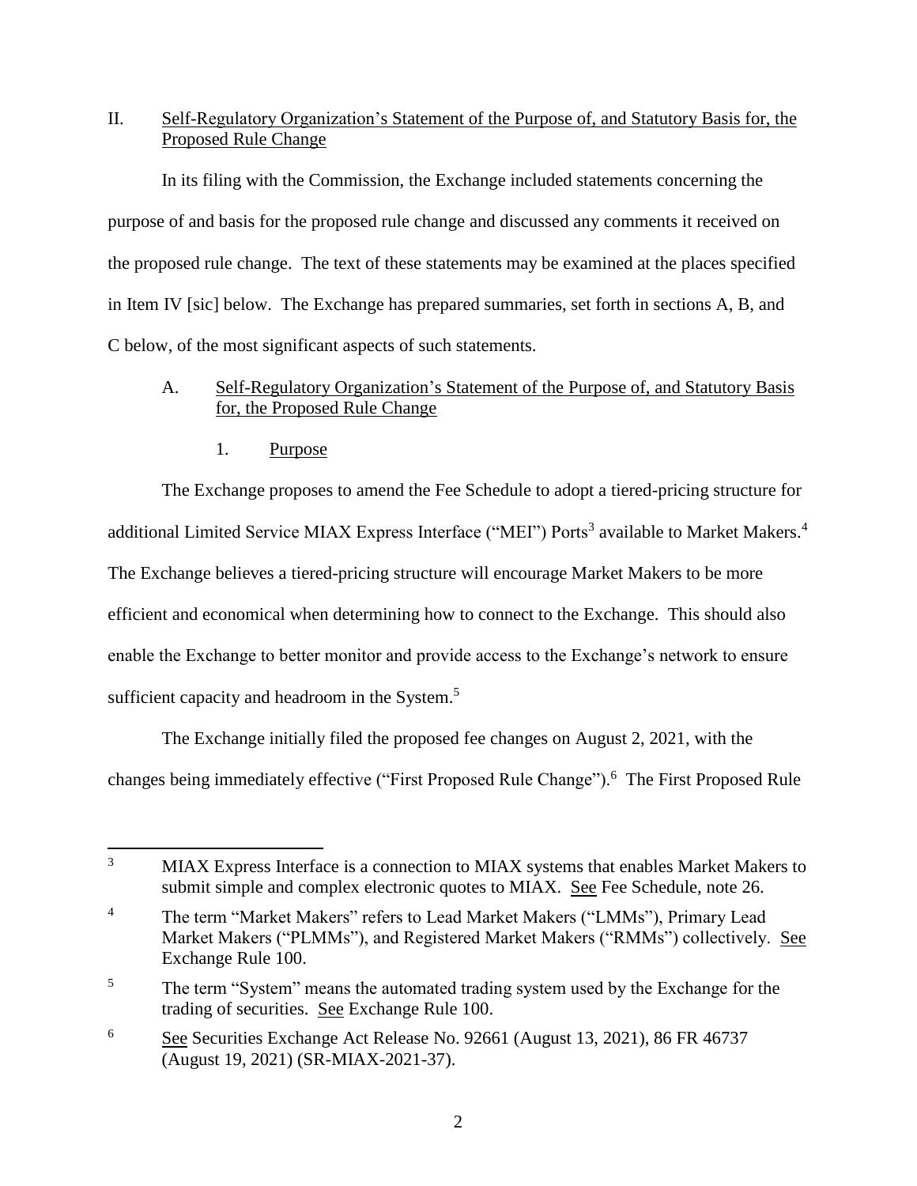## II. Self-Regulatory Organization's Statement of the Purpose of, and Statutory Basis for, the Proposed Rule Change

In its filing with the Commission, the Exchange included statements concerning the purpose of and basis for the proposed rule change and discussed any comments it received on the proposed rule change. The text of these statements may be examined at the places specified in Item IV [sic] below. The Exchange has prepared summaries, set forth in sections A, B, and C below, of the most significant aspects of such statements.

### A. Self-Regulatory Organization's Statement of the Purpose of, and Statutory Basis for, the Proposed Rule Change

#### 1. Purpose

The Exchange proposes to amend the Fee Schedule to adopt a tiered-pricing structure for additional Limited Service MIAX Express Interface ("MEI") Ports[3] available to Market Makers.[4] The Exchange believes a tiered-pricing structure will encourage Market Makers to be more efficient and economical when determining how to connect to the Exchange. This should also enable the Exchange to better monitor and provide access to the Exchange's network to ensure sufficient capacity and headroom in the System.[5]

The Exchange initially filed the proposed fee changes on August 2, 2021, with the changes being immediately effective ("First Proposed Rule Change").[6] The First Proposed Rule

---

[3] MIAX Express Interface is a connection to MIAX systems that enables Market Makers to submit simple and complex electronic quotes to MIAX. See Fee Schedule, note 26.

[4] The term "Market Makers" refers to Lead Market Makers ("LMMs"), Primary Lead Market Makers ("PLMMs"), and Registered Market Makers ("RMMs") collectively. See Exchange Rule 100.

[5] The term "System" means the automated trading system used by the Exchange for the trading of securities. See Exchange Rule 100.

[6] See Securities Exchange Act Release No. 92661 (August 13, 2021), 86 FR 46737 (August 19, 2021) (SR-MIAX-2021-37).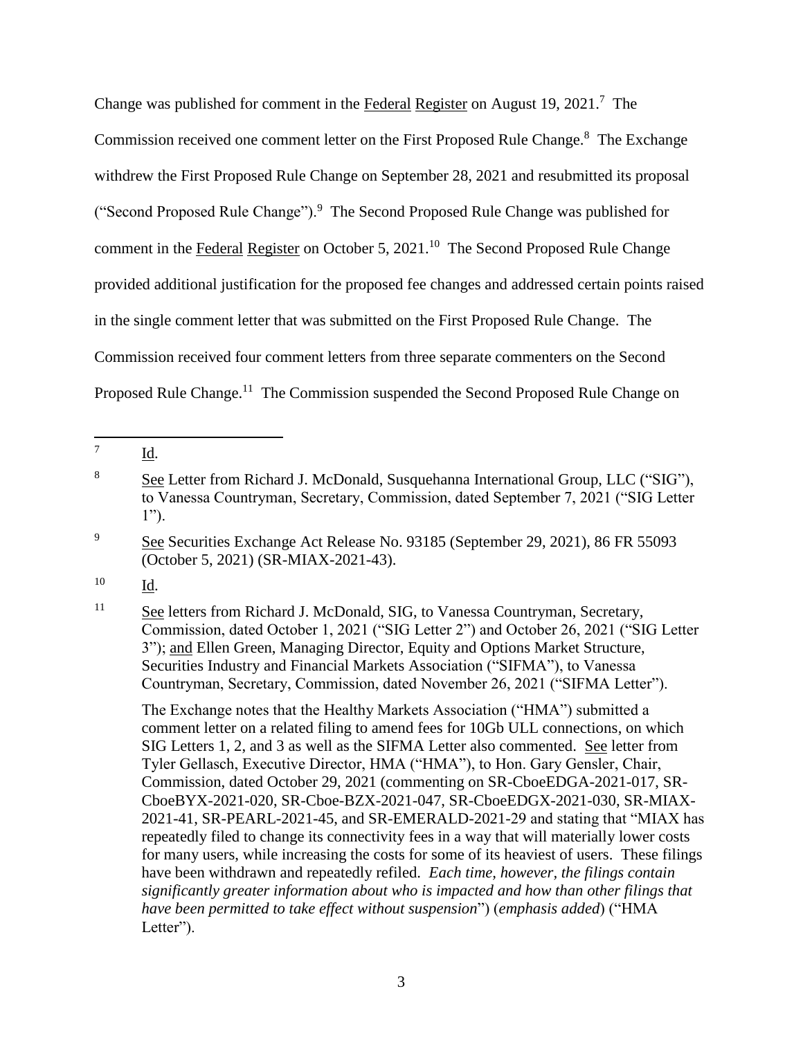Change was published for comment in the Federal Register on August 19, 2021.[7] The Commission received one comment letter on the First Proposed Rule Change.[8] The Exchange withdrew the First Proposed Rule Change on September 28, 2021 and resubmitted its proposal ("Second Proposed Rule Change").[9] The Second Proposed Rule Change was published for comment in the Federal Register on October 5, 2021.[10] The Second Proposed Rule Change provided additional justification for the proposed fee changes and addressed certain points raised in the single comment letter that was submitted on the First Proposed Rule Change. The Commission received four comment letters from three separate commenters on the Second Proposed Rule Change.[11] The Commission suspended the Second Proposed Rule Change on

---

[7] Id.

[8] See Letter from Richard J. McDonald, Susquehanna International Group, LLC ("SIG"), to Vanessa Countryman, Secretary, Commission, dated September 7, 2021 ("SIG Letter 1").

[9] See Securities Exchange Act Release No. 93185 (September 29, 2021), 86 FR 55093 (October 5, 2021) (SR-MIAX-2021-43).

[10] Id.

[11] See letters from Richard J. McDonald, SIG, to Vanessa Countryman, Secretary, Commission, dated October 1, 2021 ("SIG Letter 2") and October 26, 2021 ("SIG Letter 3"); and Ellen Green, Managing Director, Equity and Options Market Structure, Securities Industry and Financial Markets Association ("SIFMA"), to Vanessa Countryman, Secretary, Commission, dated November 26, 2021 ("SIFMA Letter").

The Exchange notes that the Healthy Markets Association ("HMA") submitted a comment letter on a related filing to amend fees for 10Gb ULL connections, on which SIG Letters 1, 2, and 3 as well as the SIFMA Letter also commented. See letter from Tyler Gellasch, Executive Director, HMA ("HMA"), to Hon. Gary Gensler, Chair, Commission, dated October 29, 2021 (commenting on SR-CboeEDGA-2021-017, SR-CboeBYX-2021-020, SR-Cboe-BZX-2021-047, SR-CboeEDGX-2021-030, SR-MIAX-2021-41, SR-PEARL-2021-45, and SR-EMERALD-2021-29 and stating that "MIAX has repeatedly filed to change its connectivity fees in a way that will materially lower costs for many users, while increasing the costs for some of its heaviest of users. These filings have been withdrawn and repeatedly refiled. *Each time, however, the filings contain significantly greater information about who is impacted and how than other filings that have been permitted to take effect without suspension*") (*emphasis added*) ("HMA Letter").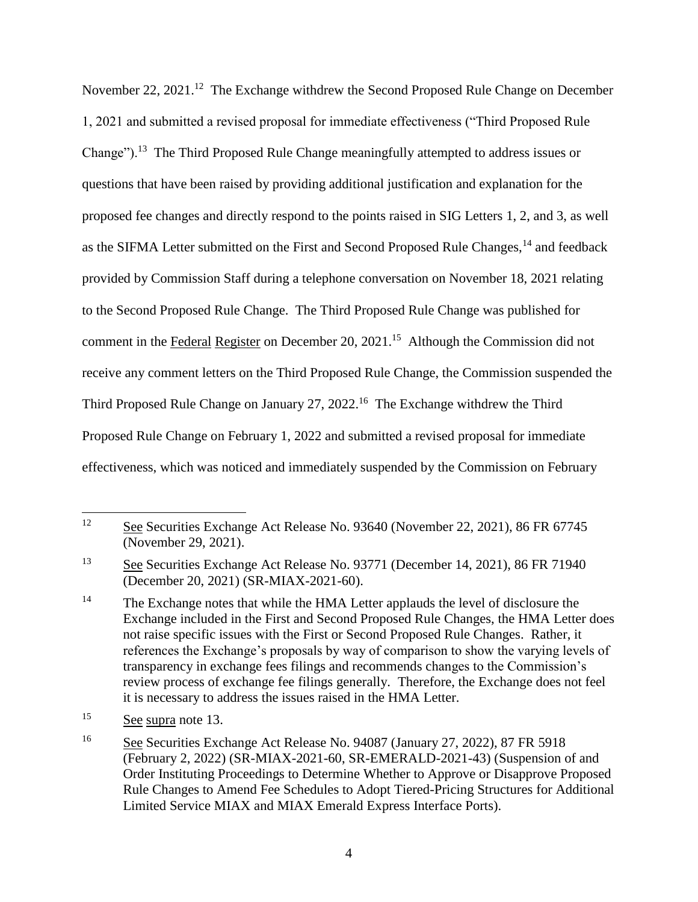November 22, 2021.[12] The Exchange withdrew the Second Proposed Rule Change on December 1, 2021 and submitted a revised proposal for immediate effectiveness ("Third Proposed Rule Change").[13] The Third Proposed Rule Change meaningfully attempted to address issues or questions that have been raised by providing additional justification and explanation for the proposed fee changes and directly respond to the points raised in SIG Letters 1, 2, and 3, as well as the SIFMA Letter submitted on the First and Second Proposed Rule Changes,[14] and feedback provided by Commission Staff during a telephone conversation on November 18, 2021 relating to the Second Proposed Rule Change. The Third Proposed Rule Change was published for comment in the Federal Register on December 20, 2021.[15] Although the Commission did not receive any comment letters on the Third Proposed Rule Change, the Commission suspended the Third Proposed Rule Change on January 27, 2022.[16] The Exchange withdrew the Third Proposed Rule Change on February 1, 2022 and submitted a revised proposal for immediate effectiveness, which was noticed and immediately suspended by the Commission on February

---

[12] See Securities Exchange Act Release No. 93640 (November 22, 2021), 86 FR 67745 (November 29, 2021).

[13] See Securities Exchange Act Release No. 93771 (December 14, 2021), 86 FR 71940 (December 20, 2021) (SR-MIAX-2021-60).

[14] The Exchange notes that while the HMA Letter applauds the level of disclosure the Exchange included in the First and Second Proposed Rule Changes, the HMA Letter does not raise specific issues with the First or Second Proposed Rule Changes. Rather, it references the Exchange's proposals by way of comparison to show the varying levels of transparency in exchange fees filings and recommends changes to the Commission's review process of exchange fee filings generally. Therefore, the Exchange does not feel it is necessary to address the issues raised in the HMA Letter.

[15] See supra note 13.

[16] See Securities Exchange Act Release No. 94087 (January 27, 2022), 87 FR 5918 (February 2, 2022) (SR-MIAX-2021-60, SR-EMERALD-2021-43) (Suspension of and Order Instituting Proceedings to Determine Whether to Approve or Disapprove Proposed Rule Changes to Amend Fee Schedules to Adopt Tiered-Pricing Structures for Additional Limited Service MIAX and MIAX Emerald Express Interface Ports).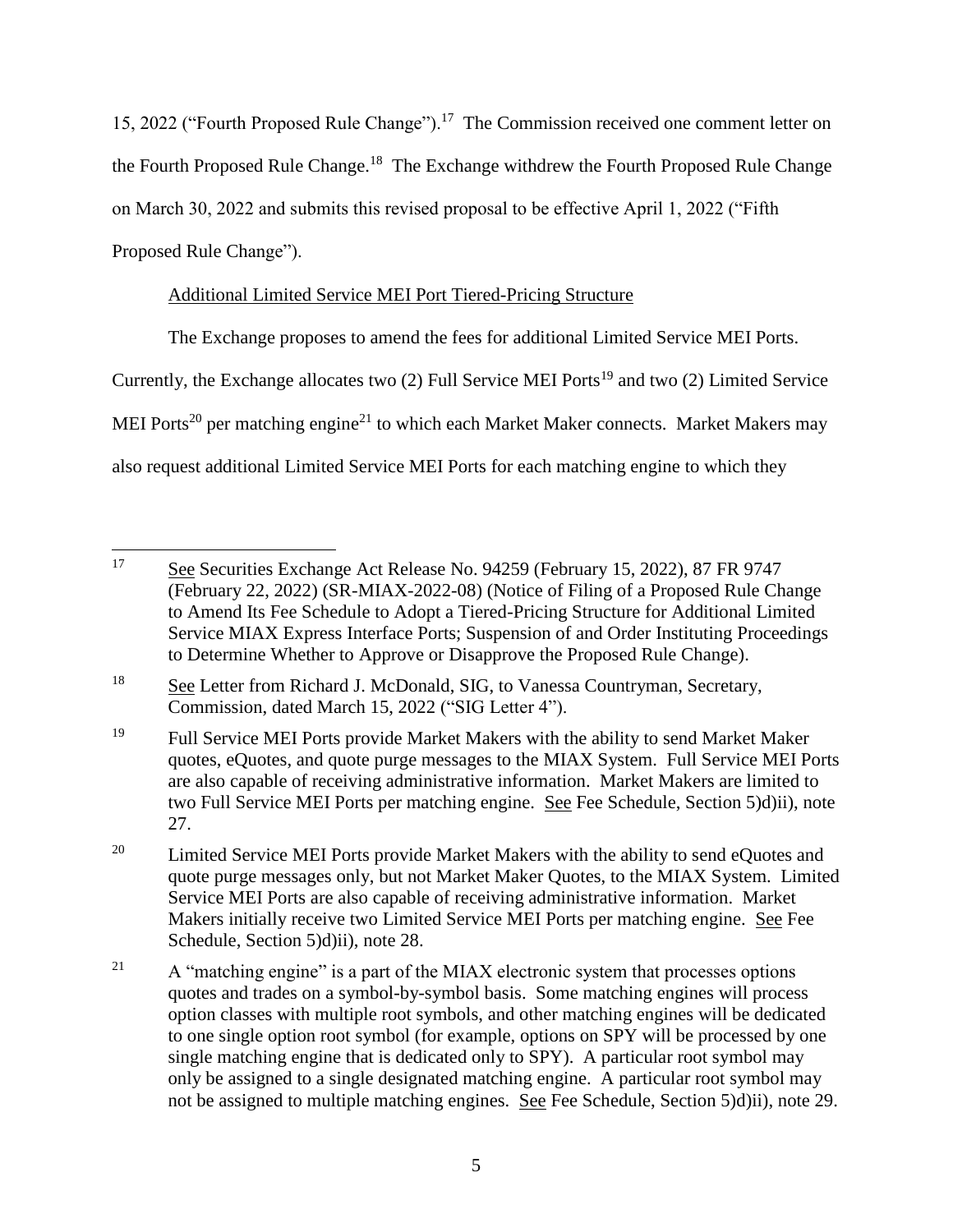15, 2022 ("Fourth Proposed Rule Change").[17] The Commission received one comment letter on the Fourth Proposed Rule Change.[18] The Exchange withdrew the Fourth Proposed Rule Change on March 30, 2022 and submits this revised proposal to be effective April 1, 2022 ("Fifth Proposed Rule Change").

Additional Limited Service MEI Port Tiered-Pricing Structure

The Exchange proposes to amend the fees for additional Limited Service MEI Ports. Currently, the Exchange allocates two (2) Full Service MEI Ports[19] and two (2) Limited Service MEI Ports[20] per matching engine[21] to which each Market Maker connects. Market Makers may also request additional Limited Service MEI Ports for each matching engine to which they

---

[17] See Securities Exchange Act Release No. 94259 (February 15, 2022), 87 FR 9747 (February 22, 2022) (SR-MIAX-2022-08) (Notice of Filing of a Proposed Rule Change to Amend Its Fee Schedule to Adopt a Tiered-Pricing Structure for Additional Limited Service MIAX Express Interface Ports; Suspension of and Order Instituting Proceedings to Determine Whether to Approve or Disapprove the Proposed Rule Change).

[18] See Letter from Richard J. McDonald, SIG, to Vanessa Countryman, Secretary, Commission, dated March 15, 2022 ("SIG Letter 4").

[19] Full Service MEI Ports provide Market Makers with the ability to send Market Maker quotes, eQuotes, and quote purge messages to the MIAX System. Full Service MEI Ports are also capable of receiving administrative information. Market Makers are limited to two Full Service MEI Ports per matching engine. See Fee Schedule, Section 5)d)ii), note 27.

[20] Limited Service MEI Ports provide Market Makers with the ability to send eQuotes and quote purge messages only, but not Market Maker Quotes, to the MIAX System. Limited Service MEI Ports are also capable of receiving administrative information. Market Makers initially receive two Limited Service MEI Ports per matching engine. See Fee Schedule, Section 5)d)ii), note 28.

[21] A "matching engine" is a part of the MIAX electronic system that processes options quotes and trades on a symbol-by-symbol basis. Some matching engines will process option classes with multiple root symbols, and other matching engines will be dedicated to one single option root symbol (for example, options on SPY will be processed by one single matching engine that is dedicated only to SPY). A particular root symbol may only be assigned to a single designated matching engine. A particular root symbol may not be assigned to multiple matching engines. See Fee Schedule, Section 5)d)ii), note 29.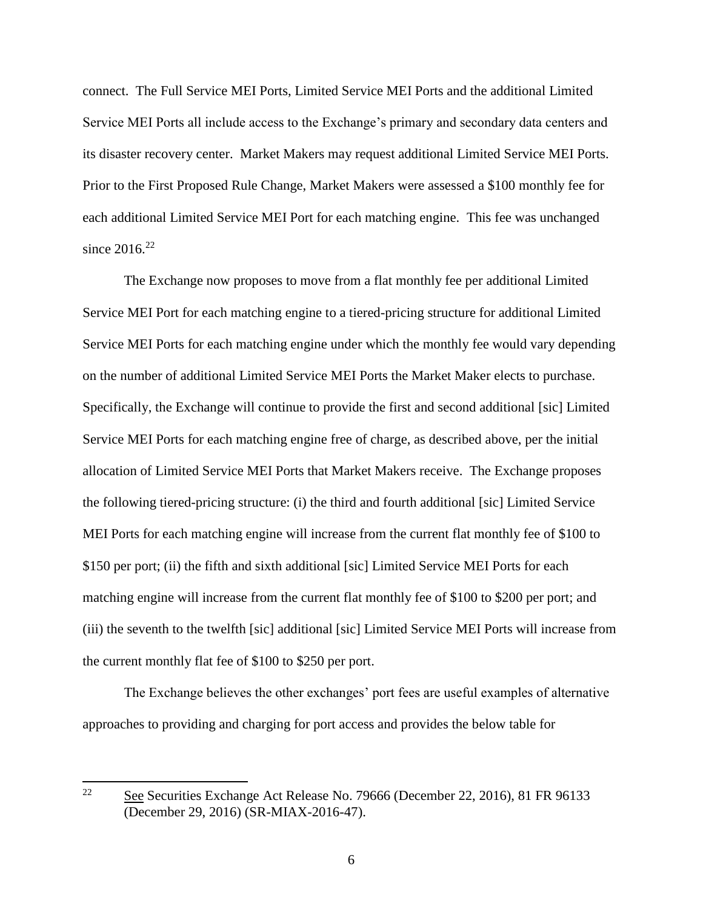connect. The Full Service MEI Ports, Limited Service MEI Ports and the additional Limited Service MEI Ports all include access to the Exchange's primary and secondary data centers and its disaster recovery center. Market Makers may request additional Limited Service MEI Ports. Prior to the First Proposed Rule Change, Market Makers were assessed a $100 monthly fee for each additional Limited Service MEI Port for each matching engine. This fee was unchanged since 2016.[22]

The Exchange now proposes to move from a flat monthly fee per additional Limited Service MEI Port for each matching engine to a tiered-pricing structure for additional Limited Service MEI Ports for each matching engine under which the monthly fee would vary depending on the number of additional Limited Service MEI Ports the Market Maker elects to purchase. Specifically, the Exchange will continue to provide the first and second additional [sic] Limited Service MEI Ports for each matching engine free of charge, as described above, per the initial allocation of Limited Service MEI Ports that Market Makers receive. The Exchange proposes the following tiered-pricing structure: (i) the third and fourth additional [sic] Limited Service MEI Ports for each matching engine will increase from the current flat monthly fee of $100 to $150 per port; (ii) the fifth and sixth additional [sic] Limited Service MEI Ports for each matching engine will increase from the current flat monthly fee of $100 to $200 per port; and (iii) the seventh to the twelfth [sic] additional [sic] Limited Service MEI Ports will increase from the current monthly flat fee of $100 to $250 per port.

The Exchange believes the other exchanges' port fees are useful examples of alternative approaches to providing and charging for port access and provides the below table for

---

[22] See Securities Exchange Act Release No. 79666 (December 22, 2016), 81 FR 96133 (December 29, 2016) (SR-MIAX-2016-47).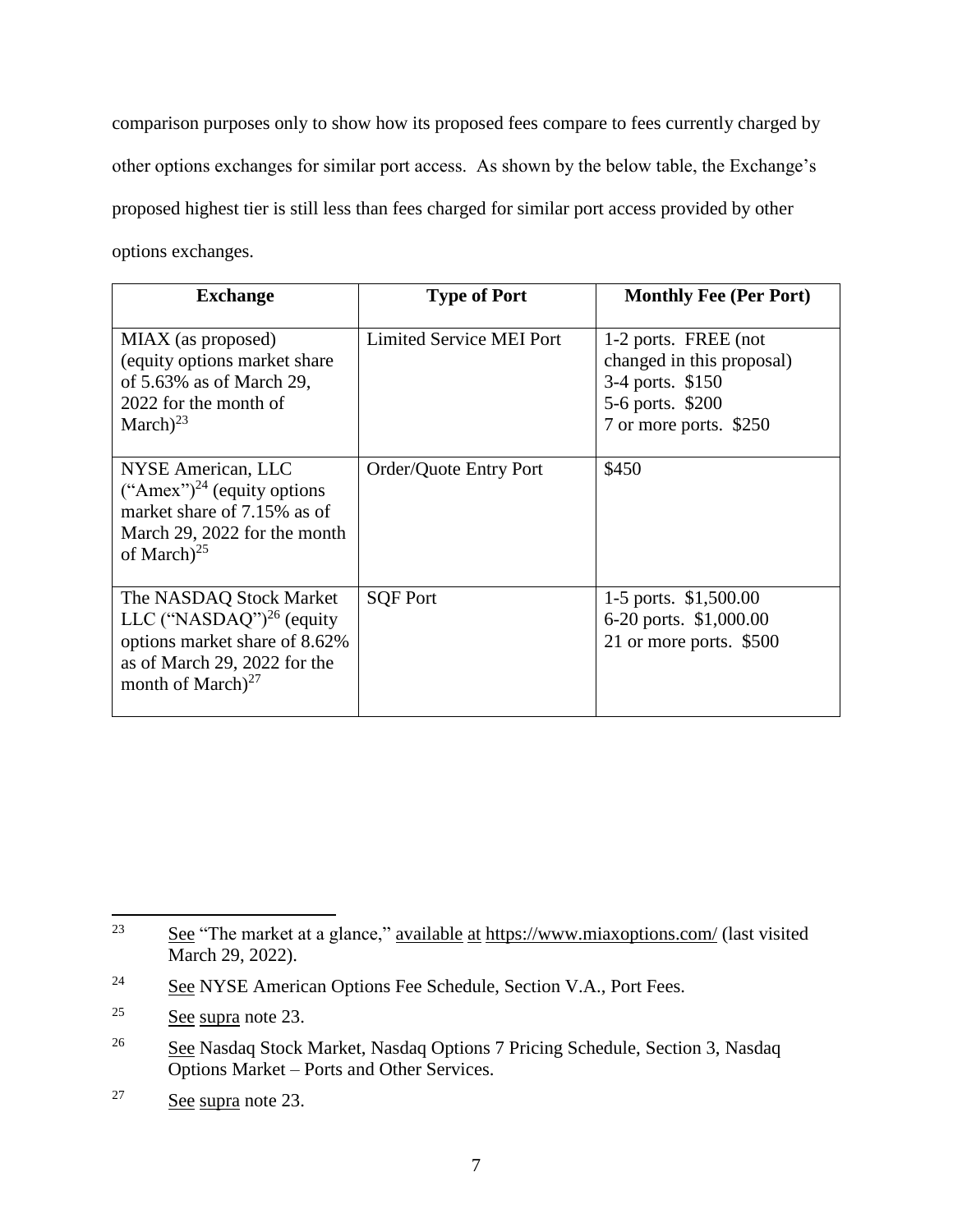comparison purposes only to show how its proposed fees compare to fees currently charged by other options exchanges for similar port access. As shown by the below table, the Exchange's proposed highest tier is still less than fees charged for similar port access provided by other options exchanges.

| Exchange | Type of Port | Monthly Fee (Per Port) |
|---|---|---|
| MIAX (as proposed) (equity options market share of 5.63% as of March 29, 2022 for the month of March)[23] | Limited Service MEI Port | 1-2 ports. FREE (not changed in this proposal)<br>3-4 ports. $150<br>5-6 ports. $200<br>7 or more ports. $250 |
| NYSE American, LLC ("Amex")[24] (equity options market share of 7.15% as of March 29, 2022 for the month of March)[25] | Order/Quote Entry Port | $450 |
| The NASDAQ Stock Market LLC ("NASDAQ")[26] (equity options market share of 8.62% as of March 29, 2022 for the month of March)[27] | SQF Port | 1-5 ports. $1,500.00<br>6-20 ports. $1,000.00<br>21 or more ports. $500 |

---

[23] See "The market at a glance," available at https://www.miaxoptions.com/ (last visited March 29, 2022).

[24] See NYSE American Options Fee Schedule, Section V.A., Port Fees.

[25] See supra note 23.

[26] See Nasdaq Stock Market, Nasdaq Options 7 Pricing Schedule, Section 3, Nasdaq Options Market – Ports and Other Services.

[27] See supra note 23.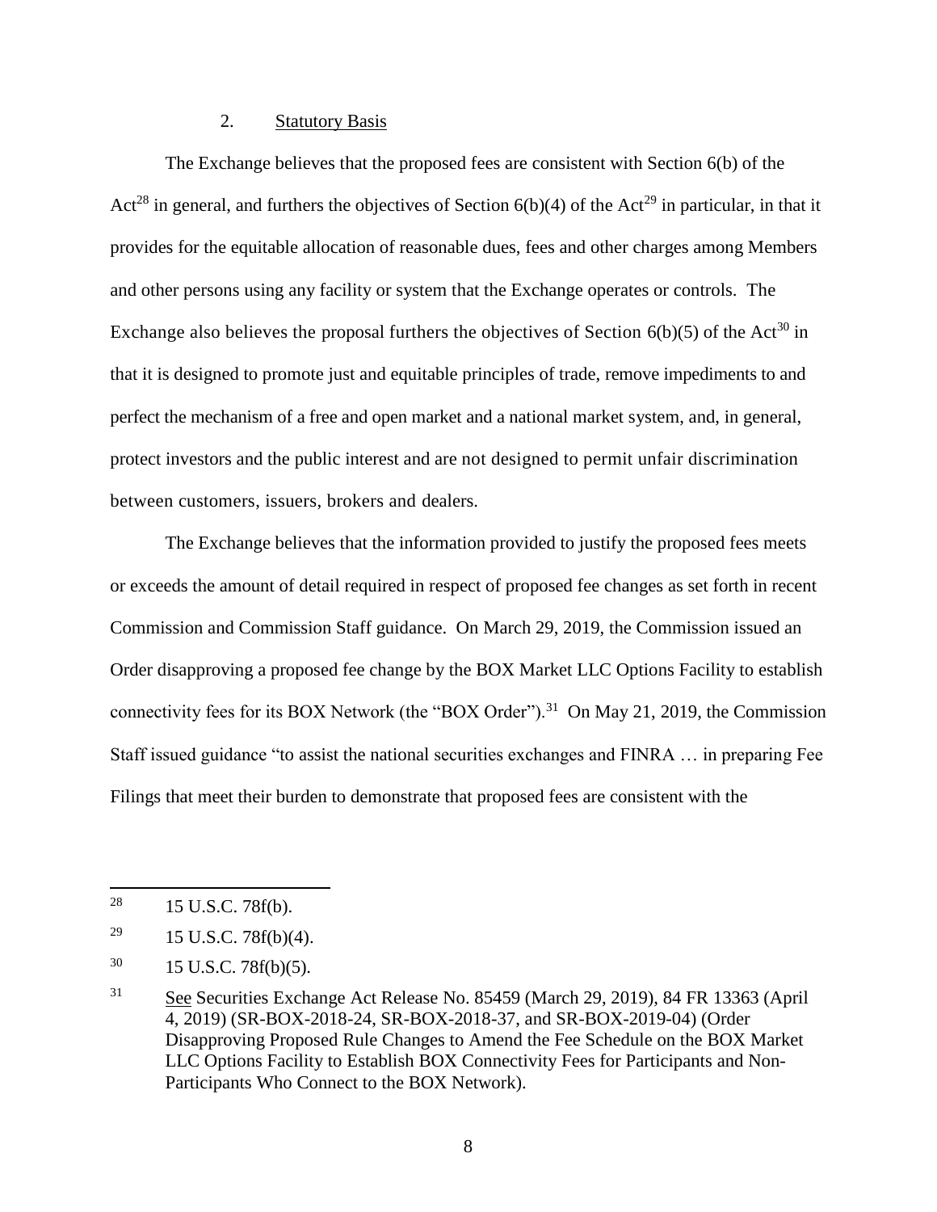### 2. Statutory Basis

The Exchange believes that the proposed fees are consistent with Section 6(b) of the Act[28] in general, and furthers the objectives of Section 6(b)(4) of the Act[29] in particular, in that it provides for the equitable allocation of reasonable dues, fees and other charges among Members and other persons using any facility or system that the Exchange operates or controls. The Exchange also believes the proposal furthers the objectives of Section 6(b)(5) of the Act[30] in that it is designed to promote just and equitable principles of trade, remove impediments to and perfect the mechanism of a free and open market and a national market system, and, in general, protect investors and the public interest and are not designed to permit unfair discrimination between customers, issuers, brokers and dealers.

The Exchange believes that the information provided to justify the proposed fees meets or exceeds the amount of detail required in respect of proposed fee changes as set forth in recent Commission and Commission Staff guidance. On March 29, 2019, the Commission issued an Order disapproving a proposed fee change by the BOX Market LLC Options Facility to establish connectivity fees for its BOX Network (the "BOX Order").[31] On May 21, 2019, the Commission Staff issued guidance "to assist the national securities exchanges and FINRA … in preparing Fee Filings that meet their burden to demonstrate that proposed fees are consistent with the

---

[28] 15 U.S.C. 78f(b).

[29] 15 U.S.C. 78f(b)(4).

[30] 15 U.S.C. 78f(b)(5).

[31] See Securities Exchange Act Release No. 85459 (March 29, 2019), 84 FR 13363 (April 4, 2019) (SR-BOX-2018-24, SR-BOX-2018-37, and SR-BOX-2019-04) (Order Disapproving Proposed Rule Changes to Amend the Fee Schedule on the BOX Market LLC Options Facility to Establish BOX Connectivity Fees for Participants and Non-Participants Who Connect to the BOX Network).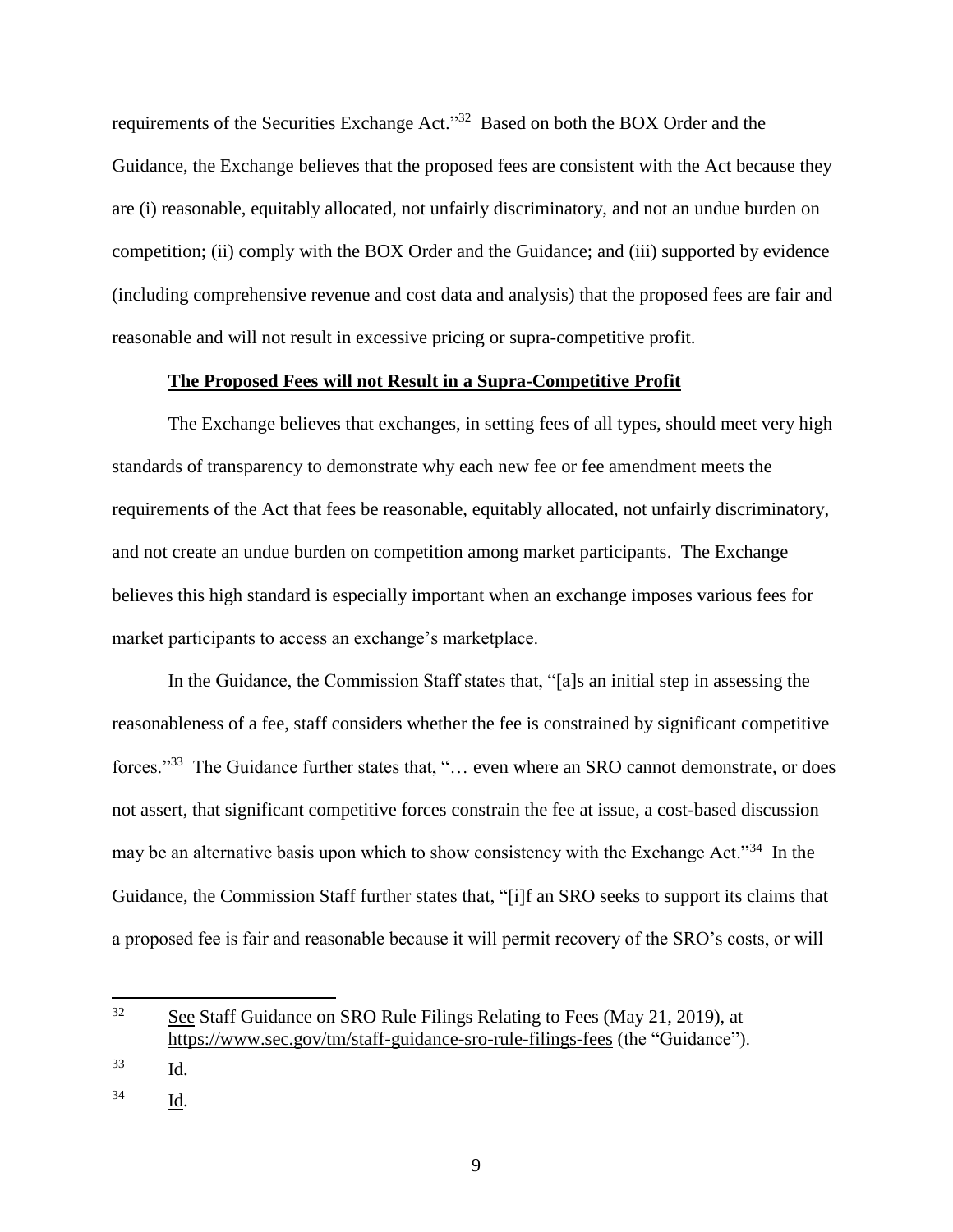requirements of the Securities Exchange Act."[32] Based on both the BOX Order and the Guidance, the Exchange believes that the proposed fees are consistent with the Act because they are (i) reasonable, equitably allocated, not unfairly discriminatory, and not an undue burden on competition; (ii) comply with the BOX Order and the Guidance; and (iii) supported by evidence (including comprehensive revenue and cost data and analysis) that the proposed fees are fair and reasonable and will not result in excessive pricing or supra-competitive profit.

**<u>The Proposed Fees will not Result in a Supra-Competitive Profit</u>**

The Exchange believes that exchanges, in setting fees of all types, should meet very high standards of transparency to demonstrate why each new fee or fee amendment meets the requirements of the Act that fees be reasonable, equitably allocated, not unfairly discriminatory, and not create an undue burden on competition among market participants. The Exchange believes this high standard is especially important when an exchange imposes various fees for market participants to access an exchange's marketplace.

In the Guidance, the Commission Staff states that, "[a]s an initial step in assessing the reasonableness of a fee, staff considers whether the fee is constrained by significant competitive forces."[33] The Guidance further states that, "… even where an SRO cannot demonstrate, or does not assert, that significant competitive forces constrain the fee at issue, a cost-based discussion may be an alternative basis upon which to show consistency with the Exchange Act."[34] In the Guidance, the Commission Staff further states that, "[i]f an SRO seeks to support its claims that a proposed fee is fair and reasonable because it will permit recovery of the SRO's costs, or will

---

[32] <u>See</u> Staff Guidance on SRO Rule Filings Relating to Fees (May 21, 2019), at <u>https://www.sec.gov/tm/staff-guidance-sro-rule-filings-fees</u> (the "Guidance").

[33] <u>Id</u>.

[34] <u>Id</u>.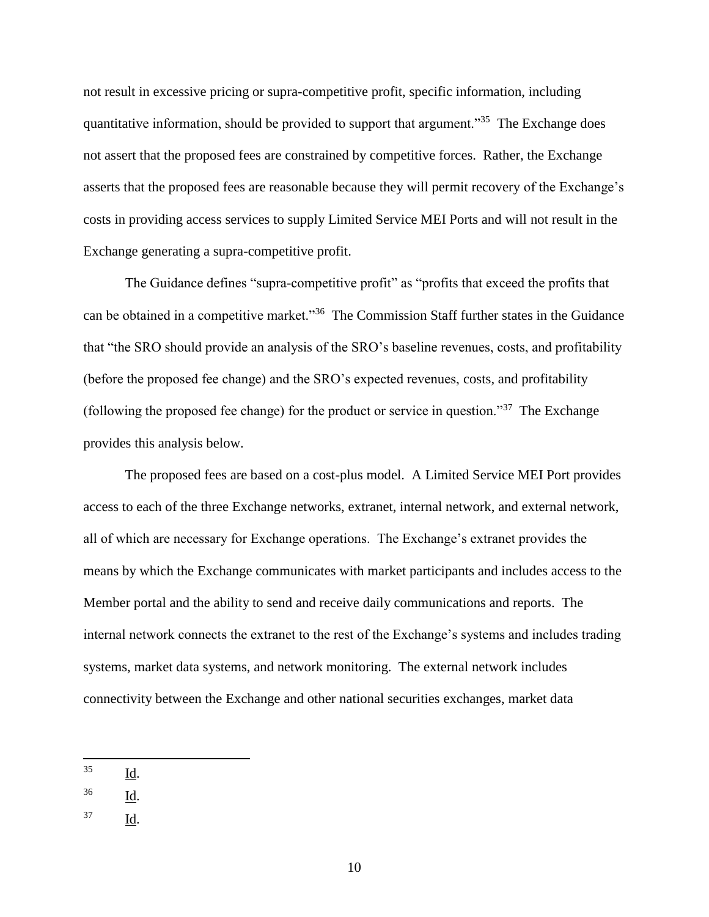not result in excessive pricing or supra-competitive profit, specific information, including quantitative information, should be provided to support that argument."[35] The Exchange does not assert that the proposed fees are constrained by competitive forces. Rather, the Exchange asserts that the proposed fees are reasonable because they will permit recovery of the Exchange's costs in providing access services to supply Limited Service MEI Ports and will not result in the Exchange generating a supra-competitive profit.

The Guidance defines "supra-competitive profit" as "profits that exceed the profits that can be obtained in a competitive market."[36] The Commission Staff further states in the Guidance that "the SRO should provide an analysis of the SRO's baseline revenues, costs, and profitability (before the proposed fee change) and the SRO's expected revenues, costs, and profitability (following the proposed fee change) for the product or service in question."[37] The Exchange provides this analysis below.

The proposed fees are based on a cost-plus model. A Limited Service MEI Port provides access to each of the three Exchange networks, extranet, internal network, and external network, all of which are necessary for Exchange operations. The Exchange's extranet provides the means by which the Exchange communicates with market participants and includes access to the Member portal and the ability to send and receive daily communications and reports. The internal network connects the extranet to the rest of the Exchange's systems and includes trading systems, market data systems, and network monitoring. The external network includes connectivity between the Exchange and other national securities exchanges, market data

---

35 Id.

36 Id.

37 Id.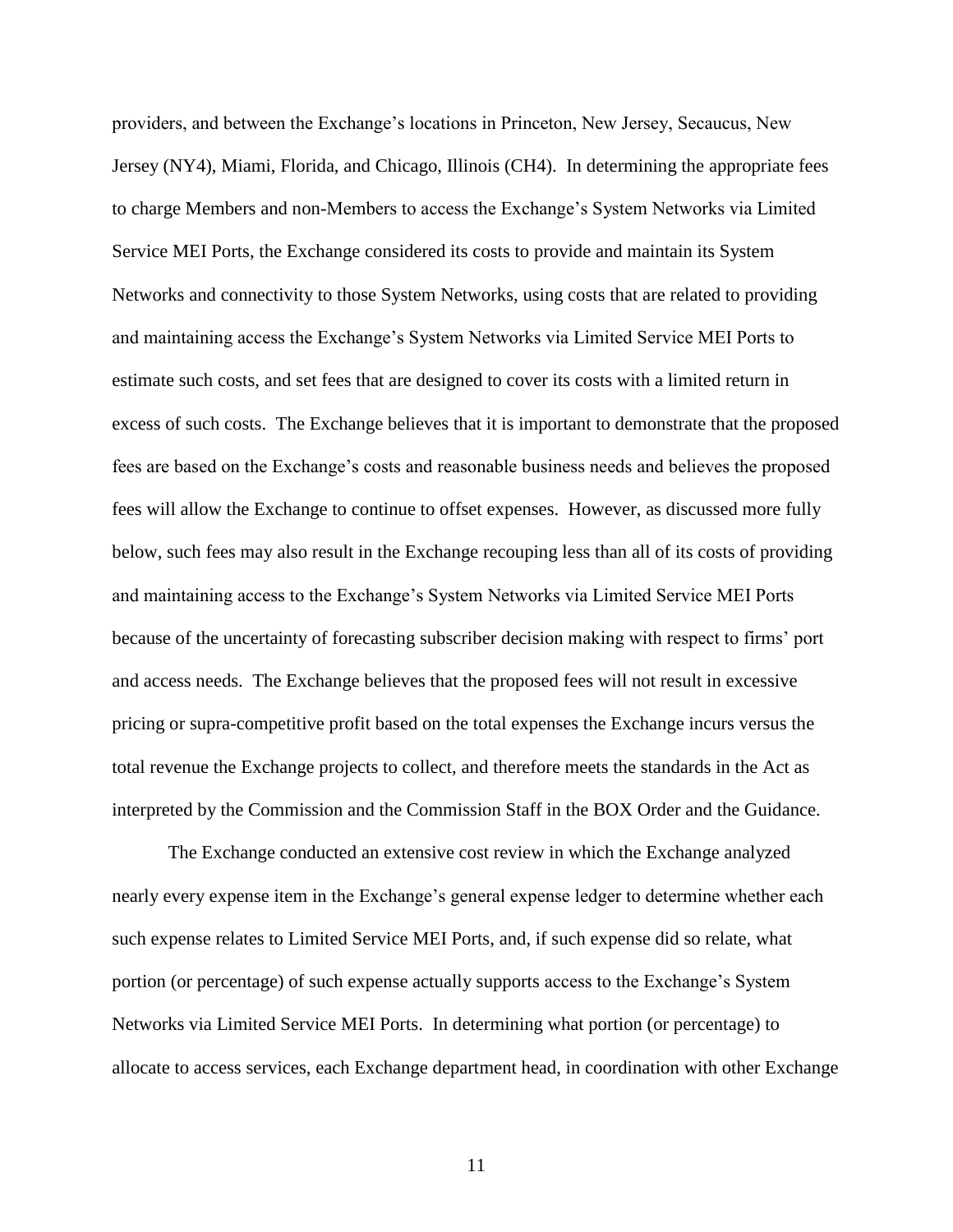providers, and between the Exchange's locations in Princeton, New Jersey, Secaucus, New Jersey (NY4), Miami, Florida, and Chicago, Illinois (CH4). In determining the appropriate fees to charge Members and non-Members to access the Exchange's System Networks via Limited Service MEI Ports, the Exchange considered its costs to provide and maintain its System Networks and connectivity to those System Networks, using costs that are related to providing and maintaining access the Exchange's System Networks via Limited Service MEI Ports to estimate such costs, and set fees that are designed to cover its costs with a limited return in excess of such costs. The Exchange believes that it is important to demonstrate that the proposed fees are based on the Exchange's costs and reasonable business needs and believes the proposed fees will allow the Exchange to continue to offset expenses. However, as discussed more fully below, such fees may also result in the Exchange recouping less than all of its costs of providing and maintaining access to the Exchange's System Networks via Limited Service MEI Ports because of the uncertainty of forecasting subscriber decision making with respect to firms' port and access needs. The Exchange believes that the proposed fees will not result in excessive pricing or supra-competitive profit based on the total expenses the Exchange incurs versus the total revenue the Exchange projects to collect, and therefore meets the standards in the Act as interpreted by the Commission and the Commission Staff in the BOX Order and the Guidance.

The Exchange conducted an extensive cost review in which the Exchange analyzed nearly every expense item in the Exchange's general expense ledger to determine whether each such expense relates to Limited Service MEI Ports, and, if such expense did so relate, what portion (or percentage) of such expense actually supports access to the Exchange's System Networks via Limited Service MEI Ports. In determining what portion (or percentage) to allocate to access services, each Exchange department head, in coordination with other Exchange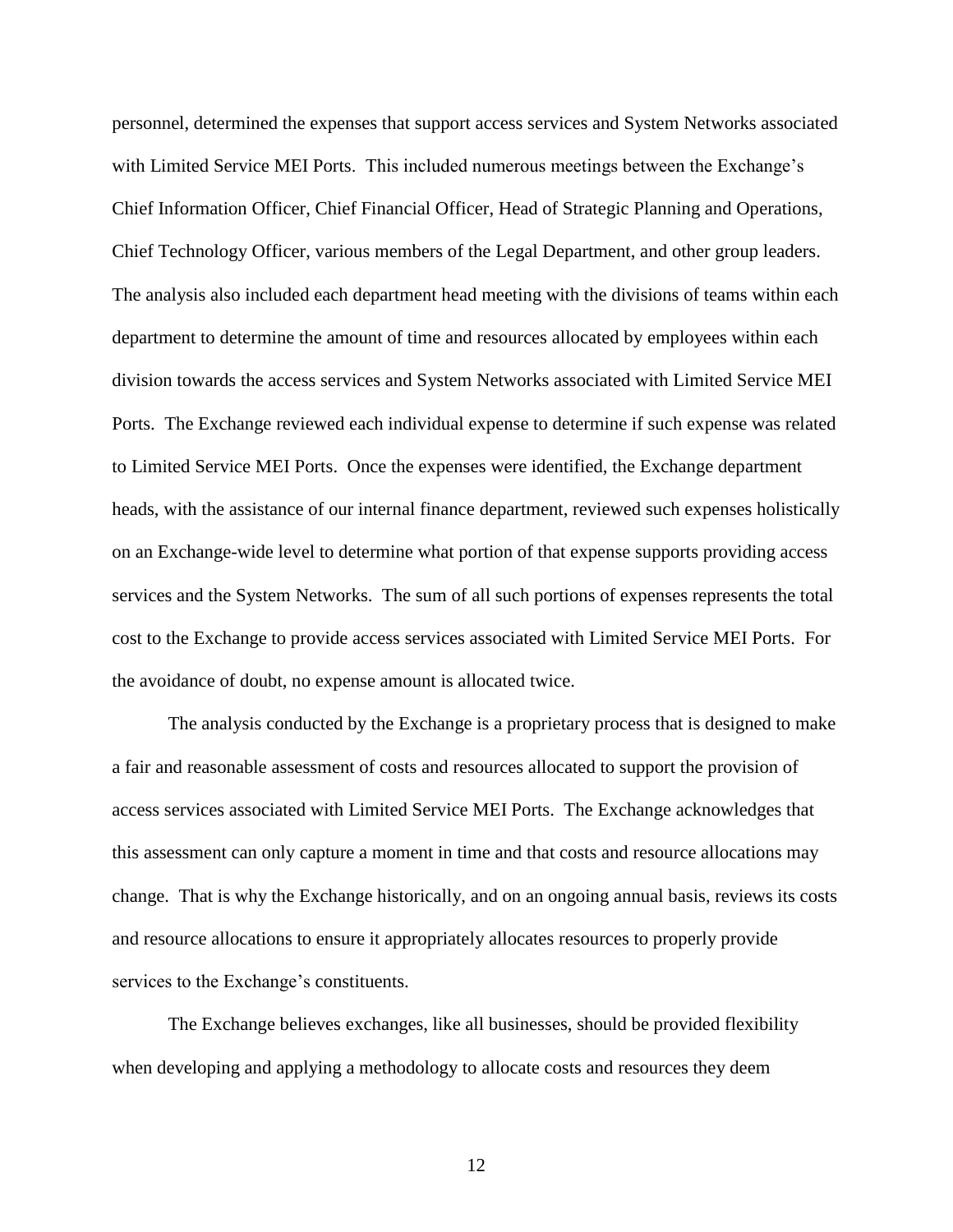personnel, determined the expenses that support access services and System Networks associated with Limited Service MEI Ports. This included numerous meetings between the Exchange's Chief Information Officer, Chief Financial Officer, Head of Strategic Planning and Operations, Chief Technology Officer, various members of the Legal Department, and other group leaders. The analysis also included each department head meeting with the divisions of teams within each department to determine the amount of time and resources allocated by employees within each division towards the access services and System Networks associated with Limited Service MEI Ports. The Exchange reviewed each individual expense to determine if such expense was related to Limited Service MEI Ports. Once the expenses were identified, the Exchange department heads, with the assistance of our internal finance department, reviewed such expenses holistically on an Exchange-wide level to determine what portion of that expense supports providing access services and the System Networks. The sum of all such portions of expenses represents the total cost to the Exchange to provide access services associated with Limited Service MEI Ports. For the avoidance of doubt, no expense amount is allocated twice.

The analysis conducted by the Exchange is a proprietary process that is designed to make a fair and reasonable assessment of costs and resources allocated to support the provision of access services associated with Limited Service MEI Ports. The Exchange acknowledges that this assessment can only capture a moment in time and that costs and resource allocations may change. That is why the Exchange historically, and on an ongoing annual basis, reviews its costs and resource allocations to ensure it appropriately allocates resources to properly provide services to the Exchange's constituents.

The Exchange believes exchanges, like all businesses, should be provided flexibility when developing and applying a methodology to allocate costs and resources they deem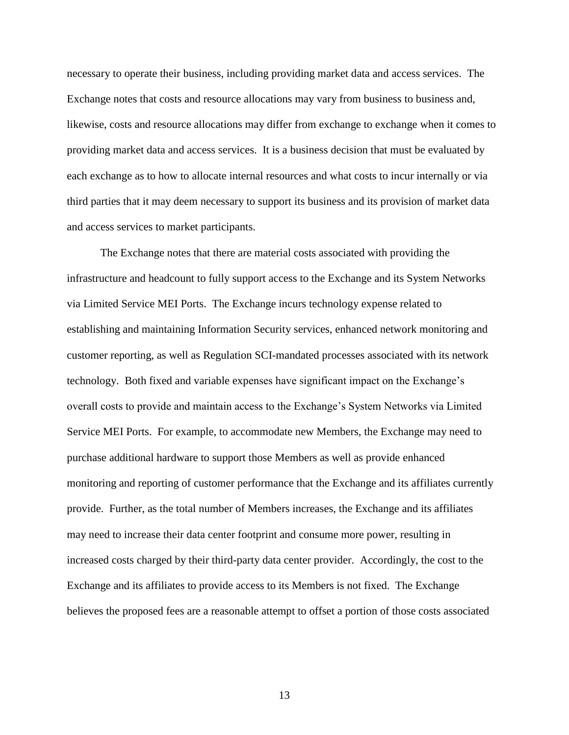necessary to operate their business, including providing market data and access services. The Exchange notes that costs and resource allocations may vary from business to business and, likewise, costs and resource allocations may differ from exchange to exchange when it comes to providing market data and access services. It is a business decision that must be evaluated by each exchange as to how to allocate internal resources and what costs to incur internally or via third parties that it may deem necessary to support its business and its provision of market data and access services to market participants.

The Exchange notes that there are material costs associated with providing the infrastructure and headcount to fully support access to the Exchange and its System Networks via Limited Service MEI Ports. The Exchange incurs technology expense related to establishing and maintaining Information Security services, enhanced network monitoring and customer reporting, as well as Regulation SCI-mandated processes associated with its network technology. Both fixed and variable expenses have significant impact on the Exchange's overall costs to provide and maintain access to the Exchange's System Networks via Limited Service MEI Ports. For example, to accommodate new Members, the Exchange may need to purchase additional hardware to support those Members as well as provide enhanced monitoring and reporting of customer performance that the Exchange and its affiliates currently provide. Further, as the total number of Members increases, the Exchange and its affiliates may need to increase their data center footprint and consume more power, resulting in increased costs charged by their third-party data center provider. Accordingly, the cost to the Exchange and its affiliates to provide access to its Members is not fixed. The Exchange believes the proposed fees are a reasonable attempt to offset a portion of those costs associated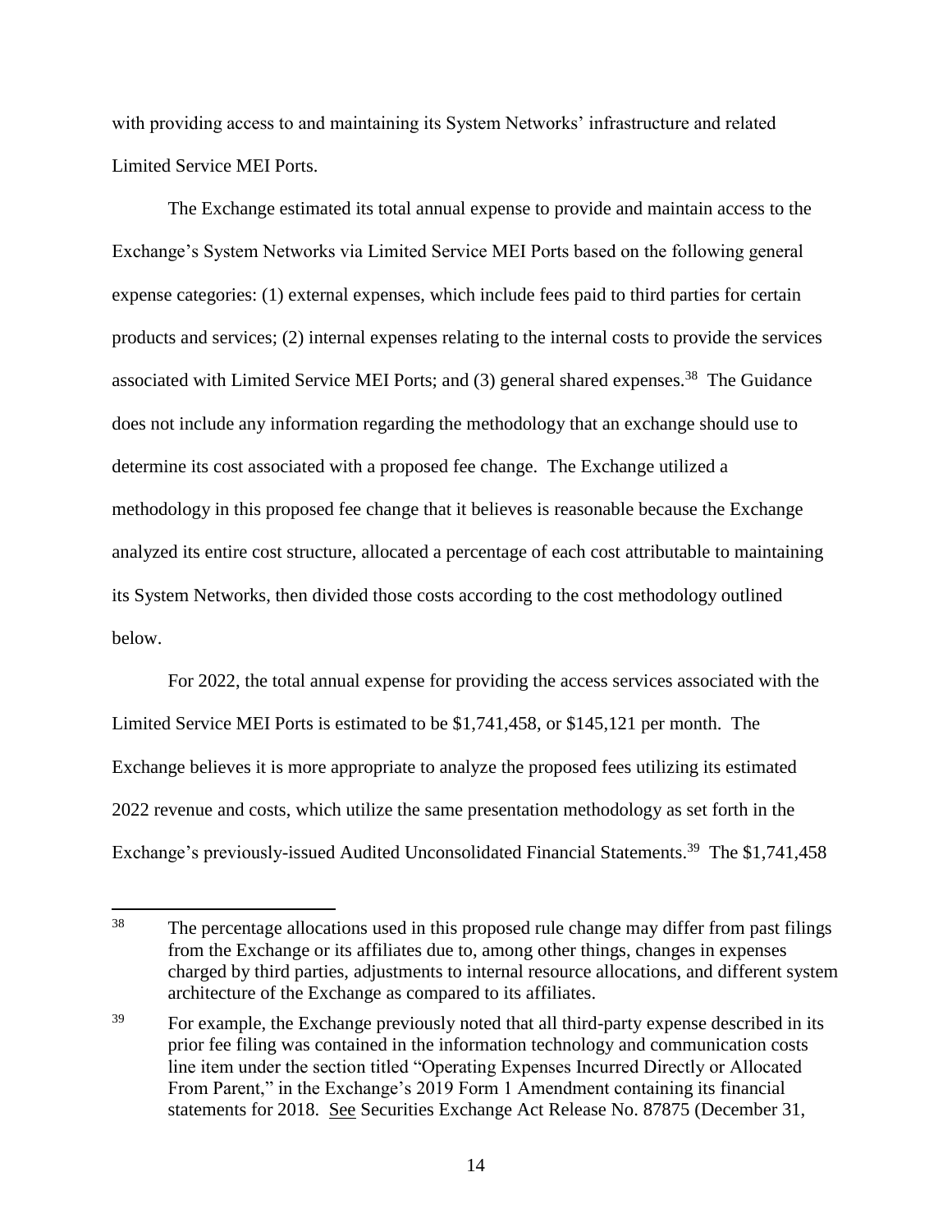with providing access to and maintaining its System Networks' infrastructure and related Limited Service MEI Ports.

The Exchange estimated its total annual expense to provide and maintain access to the Exchange's System Networks via Limited Service MEI Ports based on the following general expense categories: (1) external expenses, which include fees paid to third parties for certain products and services; (2) internal expenses relating to the internal costs to provide the services associated with Limited Service MEI Ports; and (3) general shared expenses.[38] The Guidance does not include any information regarding the methodology that an exchange should use to determine its cost associated with a proposed fee change. The Exchange utilized a methodology in this proposed fee change that it believes is reasonable because the Exchange analyzed its entire cost structure, allocated a percentage of each cost attributable to maintaining its System Networks, then divided those costs according to the cost methodology outlined below.

For 2022, the total annual expense for providing the access services associated with the Limited Service MEI Ports is estimated to be $1,741,458, or $145,121 per month. The Exchange believes it is more appropriate to analyze the proposed fees utilizing its estimated 2022 revenue and costs, which utilize the same presentation methodology as set forth in the Exchange's previously-issued Audited Unconsolidated Financial Statements.[39] The $1,741,458

---

[38] The percentage allocations used in this proposed rule change may differ from past filings from the Exchange or its affiliates due to, among other things, changes in expenses charged by third parties, adjustments to internal resource allocations, and different system architecture of the Exchange as compared to its affiliates.

[39] For example, the Exchange previously noted that all third-party expense described in its prior fee filing was contained in the information technology and communication costs line item under the section titled "Operating Expenses Incurred Directly or Allocated From Parent," in the Exchange's 2019 Form 1 Amendment containing its financial statements for 2018. See Securities Exchange Act Release No. 87875 (December 31,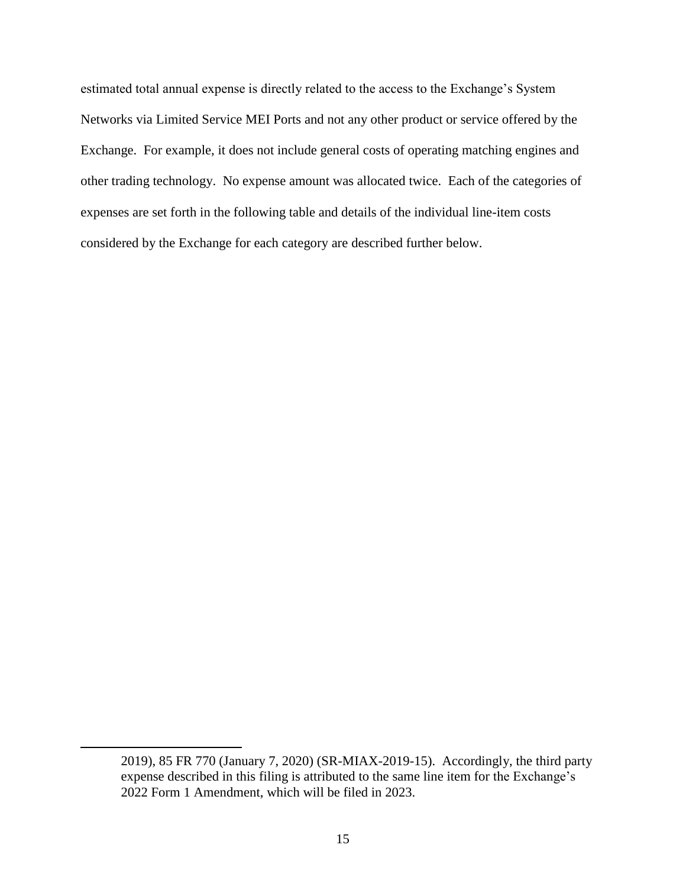estimated total annual expense is directly related to the access to the Exchange's System Networks via Limited Service MEI Ports and not any other product or service offered by the Exchange. For example, it does not include general costs of operating matching engines and other trading technology. No expense amount was allocated twice. Each of the categories of expenses are set forth in the following table and details of the individual line-item costs considered by the Exchange for each category are described further below.

---

2019), 85 FR 770 (January 7, 2020) (SR-MIAX-2019-15). Accordingly, the third party expense described in this filing is attributed to the same line item for the Exchange's 2022 Form 1 Amendment, which will be filed in 2023.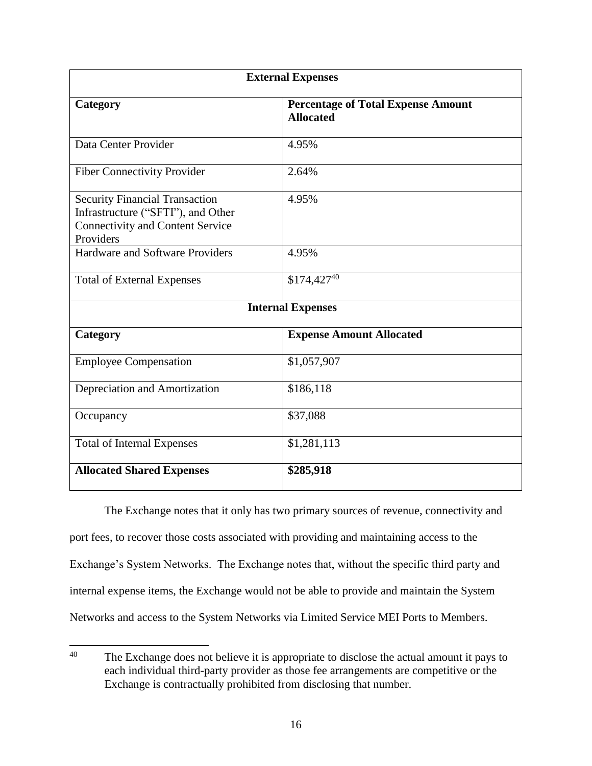| External Expenses | |
|---|---|
| **Category** | **Percentage of Total Expense Amount Allocated** |
| Data Center Provider | 4.95% |
| Fiber Connectivity Provider | 2.64% |
| Security Financial Transaction Infrastructure ("SFTI"), and Other Connectivity and Content Service Providers | 4.95% |
| Hardware and Software Providers | 4.95% |
| Total of External Expenses | $174,427[40] |
| **Internal Expenses** | |
| **Category** | **Expense Amount Allocated** |
| Employee Compensation | $1,057,907 |
| Depreciation and Amortization | $186,118 |
| Occupancy | $37,088 |
| Total of Internal Expenses | $1,281,113 |
| **Allocated Shared Expenses** | **$285,918** |

The Exchange notes that it only has two primary sources of revenue, connectivity and port fees, to recover those costs associated with providing and maintaining access to the Exchange's System Networks. The Exchange notes that, without the specific third party and internal expense items, the Exchange would not be able to provide and maintain the System Networks and access to the System Networks via Limited Service MEI Ports to Members.

[40] The Exchange does not believe it is appropriate to disclose the actual amount it pays to each individual third-party provider as those fee arrangements are competitive or the Exchange is contractually prohibited from disclosing that number.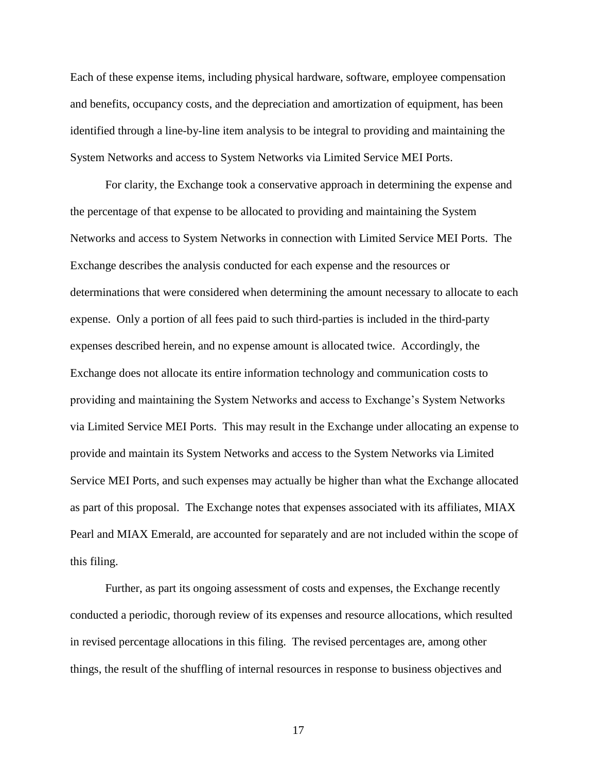Each of these expense items, including physical hardware, software, employee compensation and benefits, occupancy costs, and the depreciation and amortization of equipment, has been identified through a line-by-line item analysis to be integral to providing and maintaining the System Networks and access to System Networks via Limited Service MEI Ports.

For clarity, the Exchange took a conservative approach in determining the expense and the percentage of that expense to be allocated to providing and maintaining the System Networks and access to System Networks in connection with Limited Service MEI Ports. The Exchange describes the analysis conducted for each expense and the resources or determinations that were considered when determining the amount necessary to allocate to each expense. Only a portion of all fees paid to such third-parties is included in the third-party expenses described herein, and no expense amount is allocated twice. Accordingly, the Exchange does not allocate its entire information technology and communication costs to providing and maintaining the System Networks and access to Exchange's System Networks via Limited Service MEI Ports. This may result in the Exchange under allocating an expense to provide and maintain its System Networks and access to the System Networks via Limited Service MEI Ports, and such expenses may actually be higher than what the Exchange allocated as part of this proposal. The Exchange notes that expenses associated with its affiliates, MIAX Pearl and MIAX Emerald, are accounted for separately and are not included within the scope of this filing.

Further, as part its ongoing assessment of costs and expenses, the Exchange recently conducted a periodic, thorough review of its expenses and resource allocations, which resulted in revised percentage allocations in this filing. The revised percentages are, among other things, the result of the shuffling of internal resources in response to business objectives and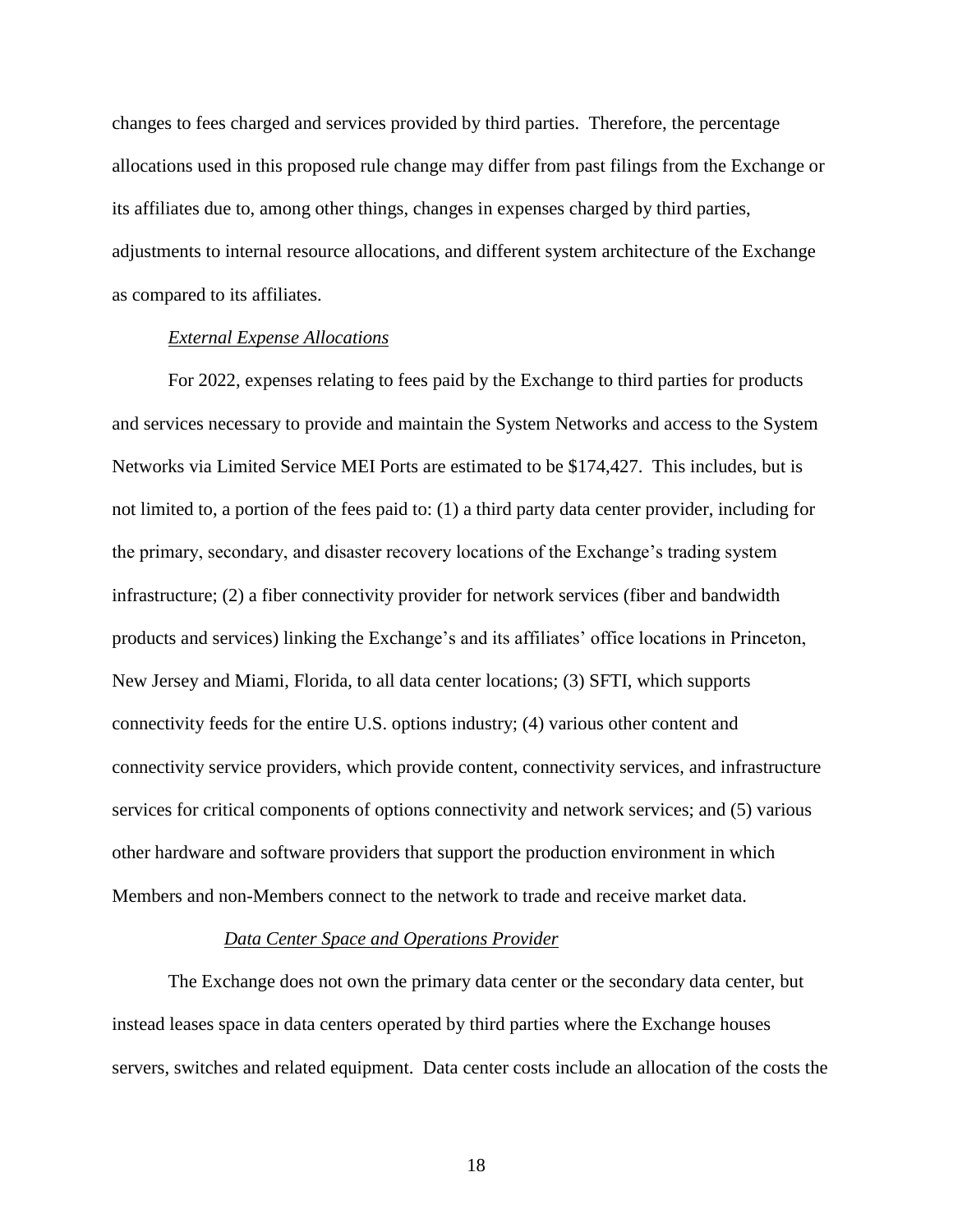changes to fees charged and services provided by third parties. Therefore, the percentage allocations used in this proposed rule change may differ from past filings from the Exchange or its affiliates due to, among other things, changes in expenses charged by third parties, adjustments to internal resource allocations, and different system architecture of the Exchange as compared to its affiliates.

*External Expense Allocations*

For 2022, expenses relating to fees paid by the Exchange to third parties for products and services necessary to provide and maintain the System Networks and access to the System Networks via Limited Service MEI Ports are estimated to be $174,427. This includes, but is not limited to, a portion of the fees paid to: (1) a third party data center provider, including for the primary, secondary, and disaster recovery locations of the Exchange's trading system infrastructure; (2) a fiber connectivity provider for network services (fiber and bandwidth products and services) linking the Exchange's and its affiliates' office locations in Princeton, New Jersey and Miami, Florida, to all data center locations; (3) SFTI, which supports connectivity feeds for the entire U.S. options industry; (4) various other content and connectivity service providers, which provide content, connectivity services, and infrastructure services for critical components of options connectivity and network services; and (5) various other hardware and software providers that support the production environment in which Members and non-Members connect to the network to trade and receive market data.

*Data Center Space and Operations Provider*

The Exchange does not own the primary data center or the secondary data center, but instead leases space in data centers operated by third parties where the Exchange houses servers, switches and related equipment. Data center costs include an allocation of the costs the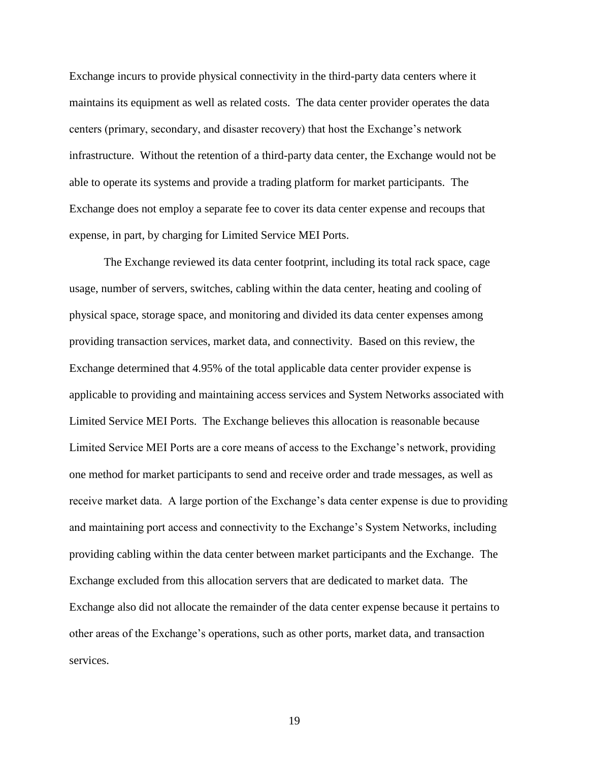Exchange incurs to provide physical connectivity in the third-party data centers where it maintains its equipment as well as related costs. The data center provider operates the data centers (primary, secondary, and disaster recovery) that host the Exchange's network infrastructure. Without the retention of a third-party data center, the Exchange would not be able to operate its systems and provide a trading platform for market participants. The Exchange does not employ a separate fee to cover its data center expense and recoups that expense, in part, by charging for Limited Service MEI Ports.

The Exchange reviewed its data center footprint, including its total rack space, cage usage, number of servers, switches, cabling within the data center, heating and cooling of physical space, storage space, and monitoring and divided its data center expenses among providing transaction services, market data, and connectivity. Based on this review, the Exchange determined that 4.95% of the total applicable data center provider expense is applicable to providing and maintaining access services and System Networks associated with Limited Service MEI Ports. The Exchange believes this allocation is reasonable because Limited Service MEI Ports are a core means of access to the Exchange's network, providing one method for market participants to send and receive order and trade messages, as well as receive market data. A large portion of the Exchange's data center expense is due to providing and maintaining port access and connectivity to the Exchange's System Networks, including providing cabling within the data center between market participants and the Exchange. The Exchange excluded from this allocation servers that are dedicated to market data. The Exchange also did not allocate the remainder of the data center expense because it pertains to other areas of the Exchange's operations, such as other ports, market data, and transaction services.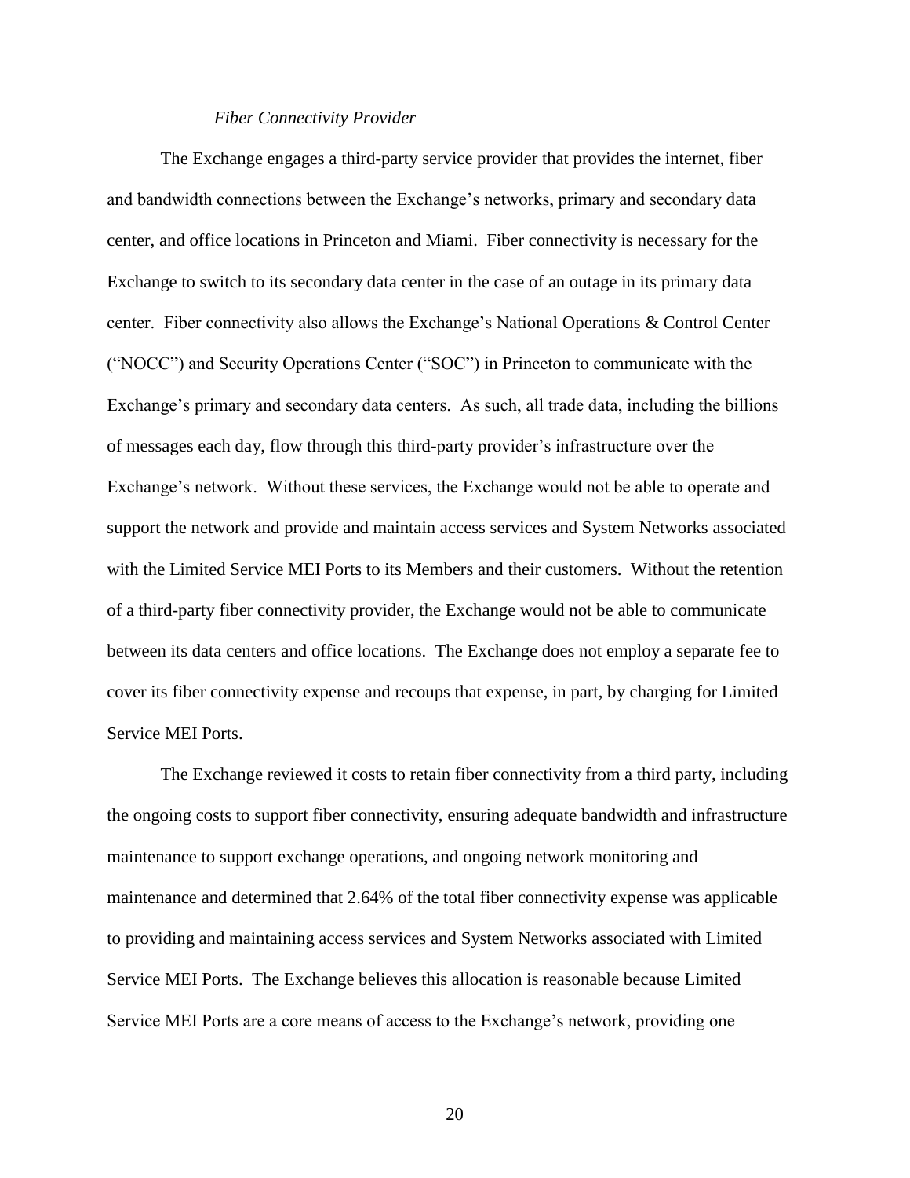*Fiber Connectivity Provider*

The Exchange engages a third-party service provider that provides the internet, fiber and bandwidth connections between the Exchange's networks, primary and secondary data center, and office locations in Princeton and Miami. Fiber connectivity is necessary for the Exchange to switch to its secondary data center in the case of an outage in its primary data center. Fiber connectivity also allows the Exchange's National Operations & Control Center ("NOCC") and Security Operations Center ("SOC") in Princeton to communicate with the Exchange's primary and secondary data centers. As such, all trade data, including the billions of messages each day, flow through this third-party provider's infrastructure over the Exchange's network. Without these services, the Exchange would not be able to operate and support the network and provide and maintain access services and System Networks associated with the Limited Service MEI Ports to its Members and their customers. Without the retention of a third-party fiber connectivity provider, the Exchange would not be able to communicate between its data centers and office locations. The Exchange does not employ a separate fee to cover its fiber connectivity expense and recoups that expense, in part, by charging for Limited Service MEI Ports.

The Exchange reviewed it costs to retain fiber connectivity from a third party, including the ongoing costs to support fiber connectivity, ensuring adequate bandwidth and infrastructure maintenance to support exchange operations, and ongoing network monitoring and maintenance and determined that 2.64% of the total fiber connectivity expense was applicable to providing and maintaining access services and System Networks associated with Limited Service MEI Ports. The Exchange believes this allocation is reasonable because Limited Service MEI Ports are a core means of access to the Exchange's network, providing one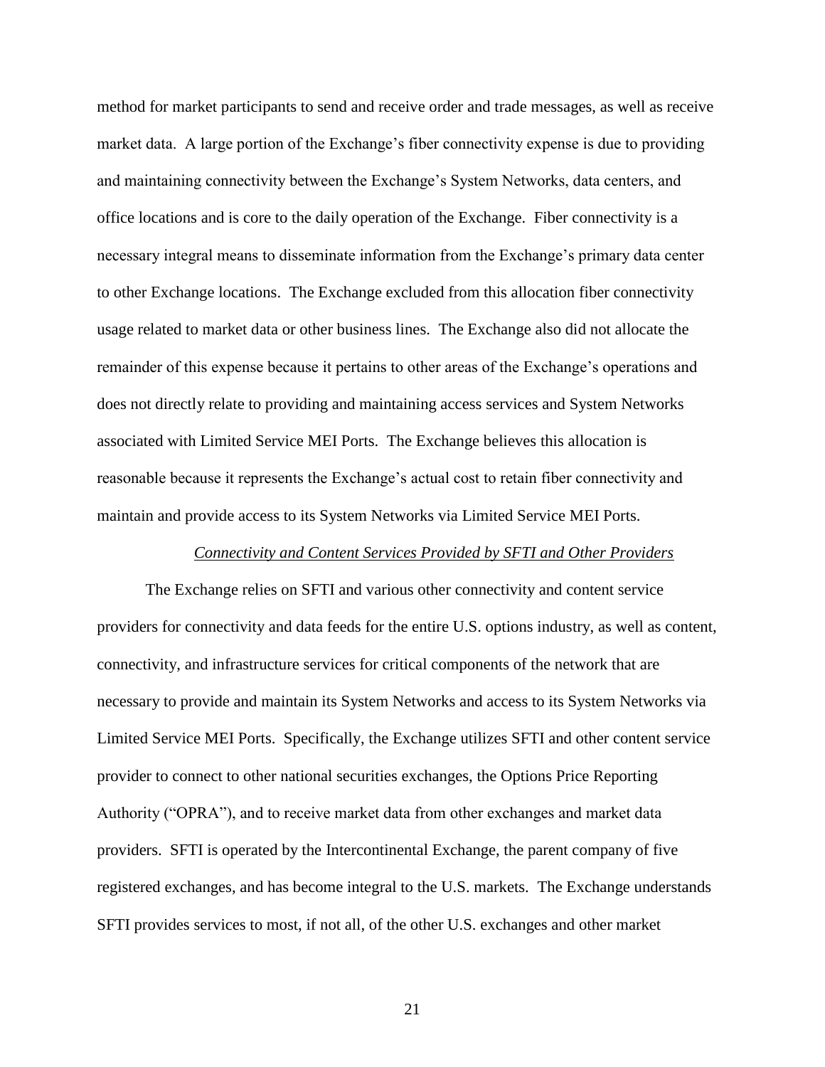method for market participants to send and receive order and trade messages, as well as receive market data. A large portion of the Exchange's fiber connectivity expense is due to providing and maintaining connectivity between the Exchange's System Networks, data centers, and office locations and is core to the daily operation of the Exchange. Fiber connectivity is a necessary integral means to disseminate information from the Exchange's primary data center to other Exchange locations. The Exchange excluded from this allocation fiber connectivity usage related to market data or other business lines. The Exchange also did not allocate the remainder of this expense because it pertains to other areas of the Exchange's operations and does not directly relate to providing and maintaining access services and System Networks associated with Limited Service MEI Ports. The Exchange believes this allocation is reasonable because it represents the Exchange's actual cost to retain fiber connectivity and maintain and provide access to its System Networks via Limited Service MEI Ports.

*Connectivity and Content Services Provided by SFTI and Other Providers*

The Exchange relies on SFTI and various other connectivity and content service providers for connectivity and data feeds for the entire U.S. options industry, as well as content, connectivity, and infrastructure services for critical components of the network that are necessary to provide and maintain its System Networks and access to its System Networks via Limited Service MEI Ports. Specifically, the Exchange utilizes SFTI and other content service provider to connect to other national securities exchanges, the Options Price Reporting Authority ("OPRA"), and to receive market data from other exchanges and market data providers. SFTI is operated by the Intercontinental Exchange, the parent company of five registered exchanges, and has become integral to the U.S. markets. The Exchange understands SFTI provides services to most, if not all, of the other U.S. exchanges and other market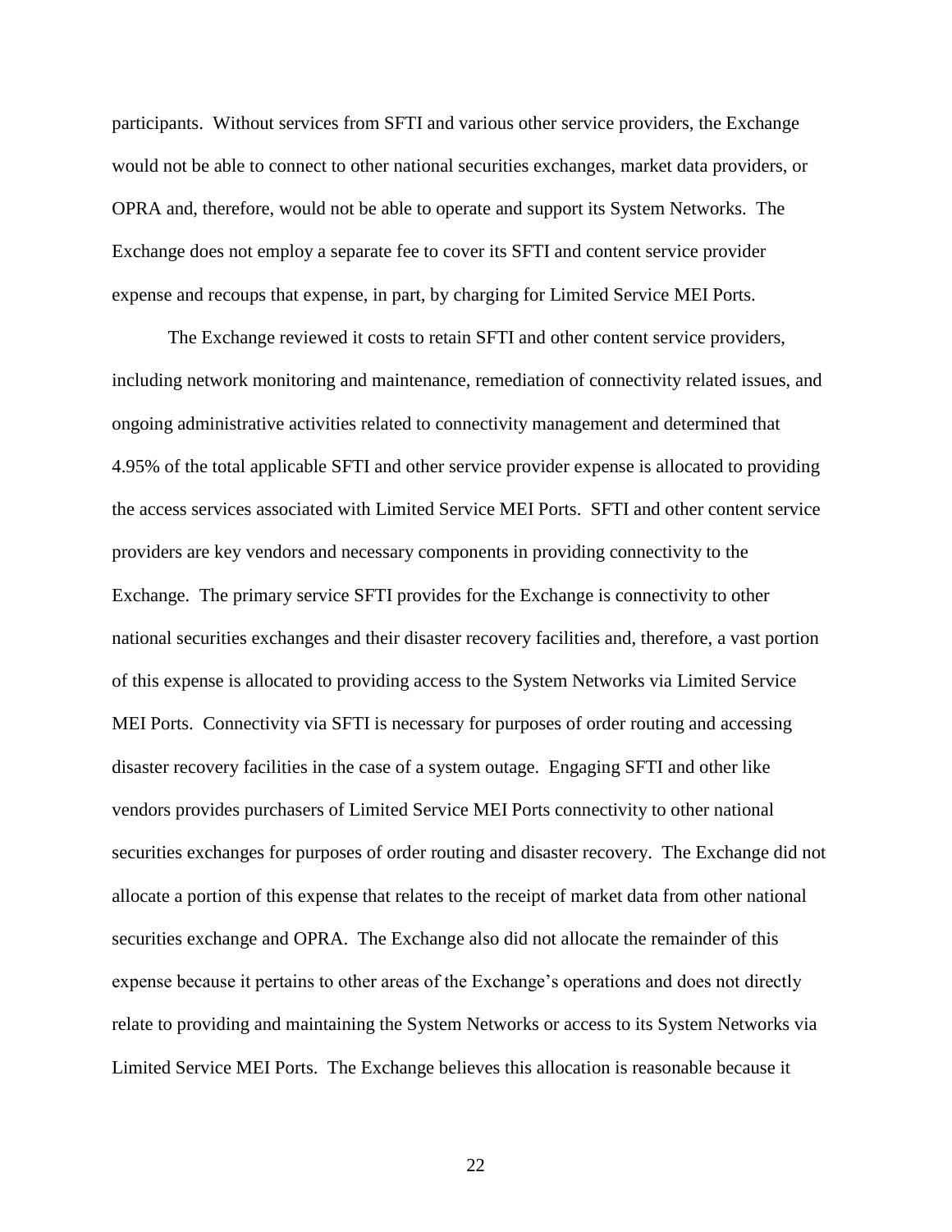participants. Without services from SFTI and various other service providers, the Exchange would not be able to connect to other national securities exchanges, market data providers, or OPRA and, therefore, would not be able to operate and support its System Networks. The Exchange does not employ a separate fee to cover its SFTI and content service provider expense and recoups that expense, in part, by charging for Limited Service MEI Ports.

The Exchange reviewed it costs to retain SFTI and other content service providers, including network monitoring and maintenance, remediation of connectivity related issues, and ongoing administrative activities related to connectivity management and determined that 4.95% of the total applicable SFTI and other service provider expense is allocated to providing the access services associated with Limited Service MEI Ports. SFTI and other content service providers are key vendors and necessary components in providing connectivity to the Exchange. The primary service SFTI provides for the Exchange is connectivity to other national securities exchanges and their disaster recovery facilities and, therefore, a vast portion of this expense is allocated to providing access to the System Networks via Limited Service MEI Ports. Connectivity via SFTI is necessary for purposes of order routing and accessing disaster recovery facilities in the case of a system outage. Engaging SFTI and other like vendors provides purchasers of Limited Service MEI Ports connectivity to other national securities exchanges for purposes of order routing and disaster recovery. The Exchange did not allocate a portion of this expense that relates to the receipt of market data from other national securities exchange and OPRA. The Exchange also did not allocate the remainder of this expense because it pertains to other areas of the Exchange's operations and does not directly relate to providing and maintaining the System Networks or access to its System Networks via Limited Service MEI Ports. The Exchange believes this allocation is reasonable because it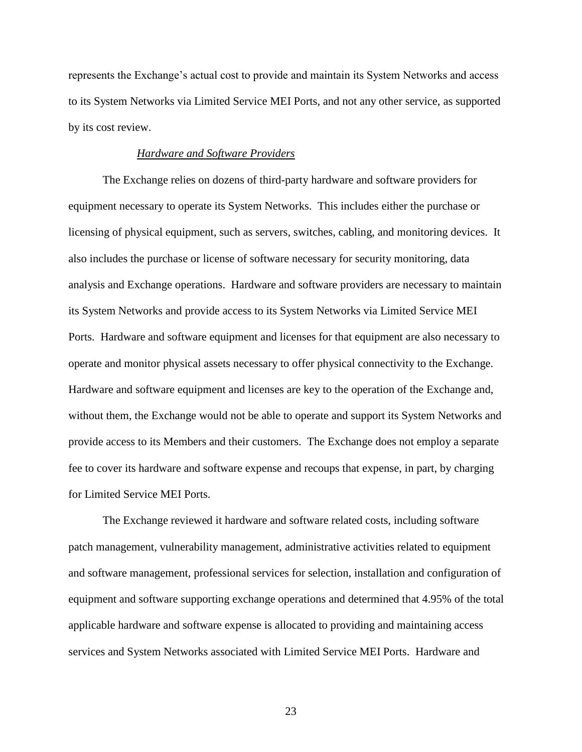represents the Exchange's actual cost to provide and maintain its System Networks and access to its System Networks via Limited Service MEI Ports, and not any other service, as supported by its cost review.

*Hardware and Software Providers*

The Exchange relies on dozens of third-party hardware and software providers for equipment necessary to operate its System Networks. This includes either the purchase or licensing of physical equipment, such as servers, switches, cabling, and monitoring devices. It also includes the purchase or license of software necessary for security monitoring, data analysis and Exchange operations. Hardware and software providers are necessary to maintain its System Networks and provide access to its System Networks via Limited Service MEI Ports. Hardware and software equipment and licenses for that equipment are also necessary to operate and monitor physical assets necessary to offer physical connectivity to the Exchange. Hardware and software equipment and licenses are key to the operation of the Exchange and, without them, the Exchange would not be able to operate and support its System Networks and provide access to its Members and their customers. The Exchange does not employ a separate fee to cover its hardware and software expense and recoups that expense, in part, by charging for Limited Service MEI Ports.

The Exchange reviewed it hardware and software related costs, including software patch management, vulnerability management, administrative activities related to equipment and software management, professional services for selection, installation and configuration of equipment and software supporting exchange operations and determined that 4.95% of the total applicable hardware and software expense is allocated to providing and maintaining access services and System Networks associated with Limited Service MEI Ports. Hardware and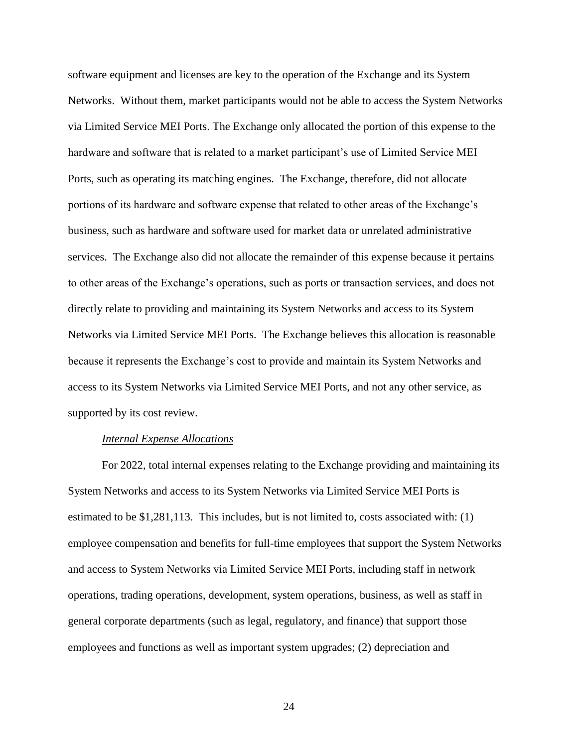software equipment and licenses are key to the operation of the Exchange and its System Networks. Without them, market participants would not be able to access the System Networks via Limited Service MEI Ports. The Exchange only allocated the portion of this expense to the hardware and software that is related to a market participant's use of Limited Service MEI Ports, such as operating its matching engines. The Exchange, therefore, did not allocate portions of its hardware and software expense that related to other areas of the Exchange's business, such as hardware and software used for market data or unrelated administrative services. The Exchange also did not allocate the remainder of this expense because it pertains to other areas of the Exchange's operations, such as ports or transaction services, and does not directly relate to providing and maintaining its System Networks and access to its System Networks via Limited Service MEI Ports. The Exchange believes this allocation is reasonable because it represents the Exchange's cost to provide and maintain its System Networks and access to its System Networks via Limited Service MEI Ports, and not any other service, as supported by its cost review.

*Internal Expense Allocations*

For 2022, total internal expenses relating to the Exchange providing and maintaining its System Networks and access to its System Networks via Limited Service MEI Ports is estimated to be $1,281,113. This includes, but is not limited to, costs associated with: (1) employee compensation and benefits for full-time employees that support the System Networks and access to System Networks via Limited Service MEI Ports, including staff in network operations, trading operations, development, system operations, business, as well as staff in general corporate departments (such as legal, regulatory, and finance) that support those employees and functions as well as important system upgrades; (2) depreciation and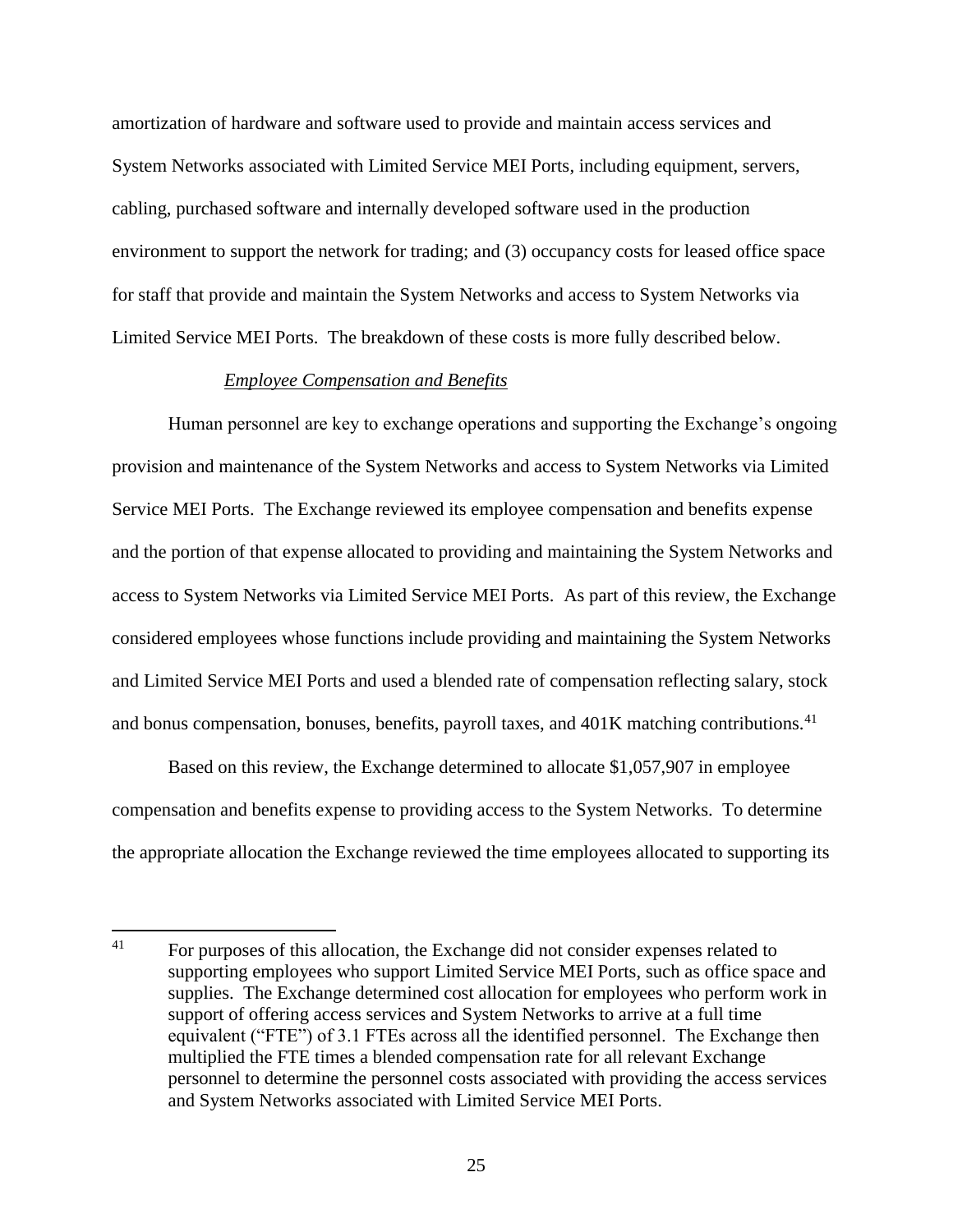amortization of hardware and software used to provide and maintain access services and System Networks associated with Limited Service MEI Ports, including equipment, servers, cabling, purchased software and internally developed software used in the production environment to support the network for trading; and (3) occupancy costs for leased office space for staff that provide and maintain the System Networks and access to System Networks via Limited Service MEI Ports. The breakdown of these costs is more fully described below.

*Employee Compensation and Benefits*

Human personnel are key to exchange operations and supporting the Exchange's ongoing provision and maintenance of the System Networks and access to System Networks via Limited Service MEI Ports. The Exchange reviewed its employee compensation and benefits expense and the portion of that expense allocated to providing and maintaining the System Networks and access to System Networks via Limited Service MEI Ports. As part of this review, the Exchange considered employees whose functions include providing and maintaining the System Networks and Limited Service MEI Ports and used a blended rate of compensation reflecting salary, stock and bonus compensation, bonuses, benefits, payroll taxes, and 401K matching contributions.[41]

Based on this review, the Exchange determined to allocate $1,057,907 in employee compensation and benefits expense to providing access to the System Networks. To determine the appropriate allocation the Exchange reviewed the time employees allocated to supporting its

---

[41] For purposes of this allocation, the Exchange did not consider expenses related to supporting employees who support Limited Service MEI Ports, such as office space and supplies. The Exchange determined cost allocation for employees who perform work in support of offering access services and System Networks to arrive at a full time equivalent ("FTE") of 3.1 FTEs across all the identified personnel. The Exchange then multiplied the FTE times a blended compensation rate for all relevant Exchange personnel to determine the personnel costs associated with providing the access services and System Networks associated with Limited Service MEI Ports.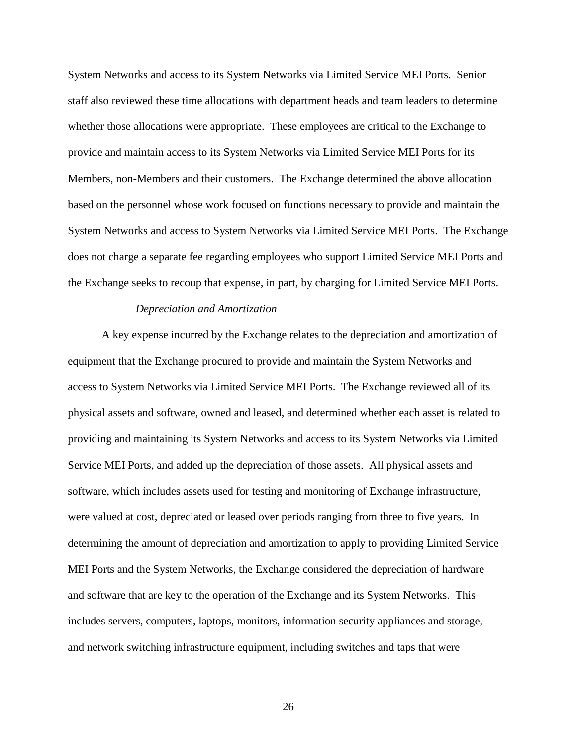System Networks and access to its System Networks via Limited Service MEI Ports. Senior staff also reviewed these time allocations with department heads and team leaders to determine whether those allocations were appropriate. These employees are critical to the Exchange to provide and maintain access to its System Networks via Limited Service MEI Ports for its Members, non-Members and their customers. The Exchange determined the above allocation based on the personnel whose work focused on functions necessary to provide and maintain the System Networks and access to System Networks via Limited Service MEI Ports. The Exchange does not charge a separate fee regarding employees who support Limited Service MEI Ports and the Exchange seeks to recoup that expense, in part, by charging for Limited Service MEI Ports.

*Depreciation and Amortization*

A key expense incurred by the Exchange relates to the depreciation and amortization of equipment that the Exchange procured to provide and maintain the System Networks and access to System Networks via Limited Service MEI Ports. The Exchange reviewed all of its physical assets and software, owned and leased, and determined whether each asset is related to providing and maintaining its System Networks and access to its System Networks via Limited Service MEI Ports, and added up the depreciation of those assets. All physical assets and software, which includes assets used for testing and monitoring of Exchange infrastructure, were valued at cost, depreciated or leased over periods ranging from three to five years. In determining the amount of depreciation and amortization to apply to providing Limited Service MEI Ports and the System Networks, the Exchange considered the depreciation of hardware and software that are key to the operation of the Exchange and its System Networks. This includes servers, computers, laptops, monitors, information security appliances and storage, and network switching infrastructure equipment, including switches and taps that were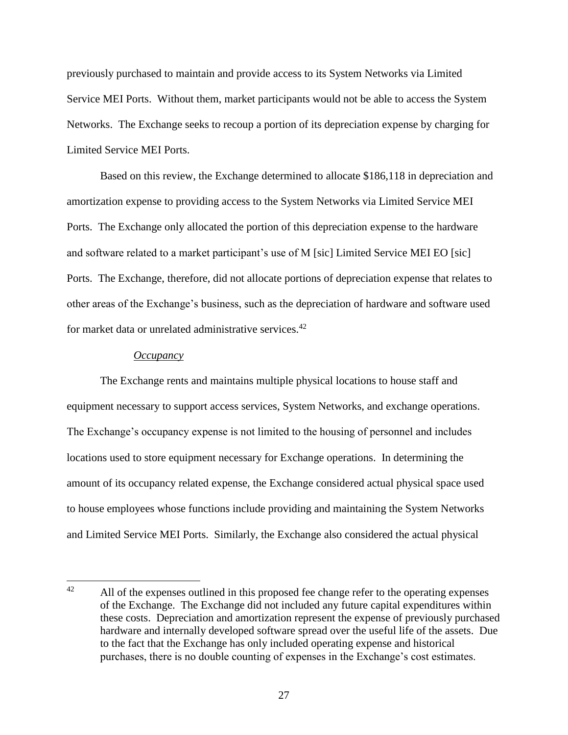previously purchased to maintain and provide access to its System Networks via Limited Service MEI Ports. Without them, market participants would not be able to access the System Networks. The Exchange seeks to recoup a portion of its depreciation expense by charging for Limited Service MEI Ports.

Based on this review, the Exchange determined to allocate $186,118 in depreciation and amortization expense to providing access to the System Networks via Limited Service MEI Ports. The Exchange only allocated the portion of this depreciation expense to the hardware and software related to a market participant's use of M [sic] Limited Service MEI EO [sic] Ports. The Exchange, therefore, did not allocate portions of depreciation expense that relates to other areas of the Exchange's business, such as the depreciation of hardware and software used for market data or unrelated administrative services.[42]

*Occupancy*

The Exchange rents and maintains multiple physical locations to house staff and equipment necessary to support access services, System Networks, and exchange operations. The Exchange's occupancy expense is not limited to the housing of personnel and includes locations used to store equipment necessary for Exchange operations. In determining the amount of its occupancy related expense, the Exchange considered actual physical space used to house employees whose functions include providing and maintaining the System Networks and Limited Service MEI Ports. Similarly, the Exchange also considered the actual physical

---

[42] All of the expenses outlined in this proposed fee change refer to the operating expenses of the Exchange. The Exchange did not included any future capital expenditures within these costs. Depreciation and amortization represent the expense of previously purchased hardware and internally developed software spread over the useful life of the assets. Due to the fact that the Exchange has only included operating expense and historical purchases, there is no double counting of expenses in the Exchange's cost estimates.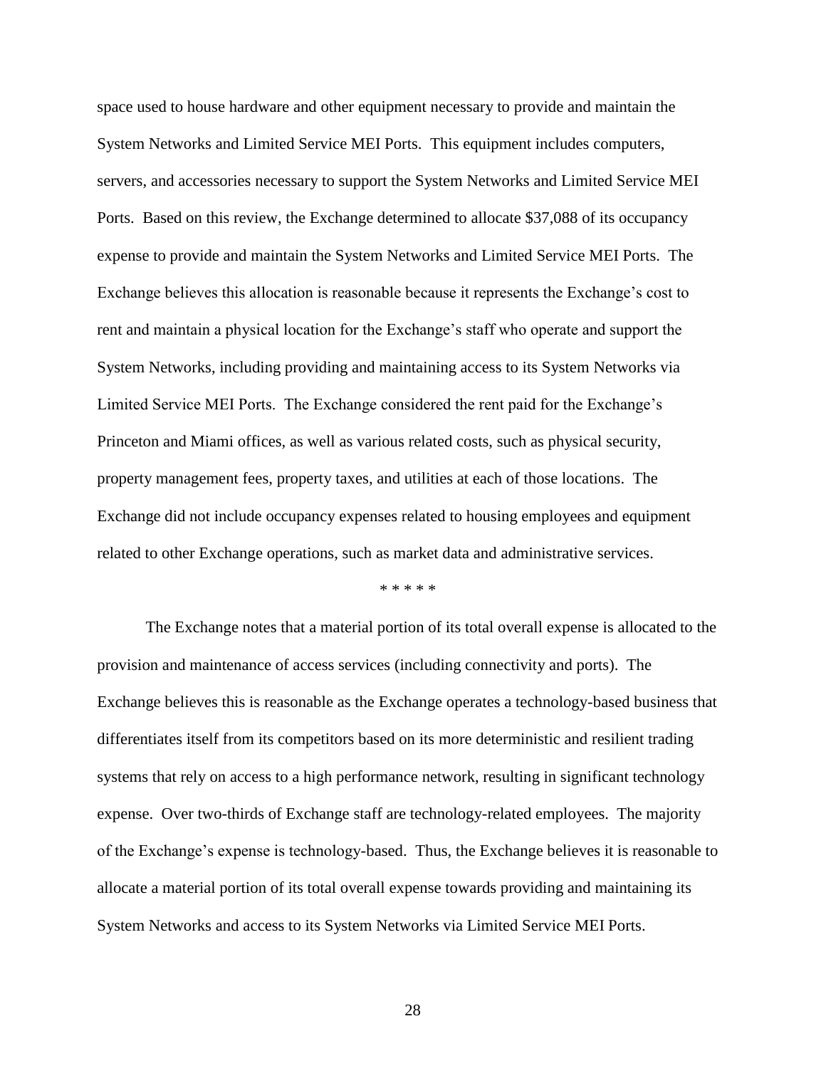space used to house hardware and other equipment necessary to provide and maintain the System Networks and Limited Service MEI Ports. This equipment includes computers, servers, and accessories necessary to support the System Networks and Limited Service MEI Ports. Based on this review, the Exchange determined to allocate $37,088 of its occupancy expense to provide and maintain the System Networks and Limited Service MEI Ports. The Exchange believes this allocation is reasonable because it represents the Exchange's cost to rent and maintain a physical location for the Exchange's staff who operate and support the System Networks, including providing and maintaining access to its System Networks via Limited Service MEI Ports. The Exchange considered the rent paid for the Exchange's Princeton and Miami offices, as well as various related costs, such as physical security, property management fees, property taxes, and utilities at each of those locations. The Exchange did not include occupancy expenses related to housing employees and equipment related to other Exchange operations, such as market data and administrative services.

\* \* \* \* \*

The Exchange notes that a material portion of its total overall expense is allocated to the provision and maintenance of access services (including connectivity and ports). The Exchange believes this is reasonable as the Exchange operates a technology-based business that differentiates itself from its competitors based on its more deterministic and resilient trading systems that rely on access to a high performance network, resulting in significant technology expense. Over two-thirds of Exchange staff are technology-related employees. The majority of the Exchange's expense is technology-based. Thus, the Exchange believes it is reasonable to allocate a material portion of its total overall expense towards providing and maintaining its System Networks and access to its System Networks via Limited Service MEI Ports.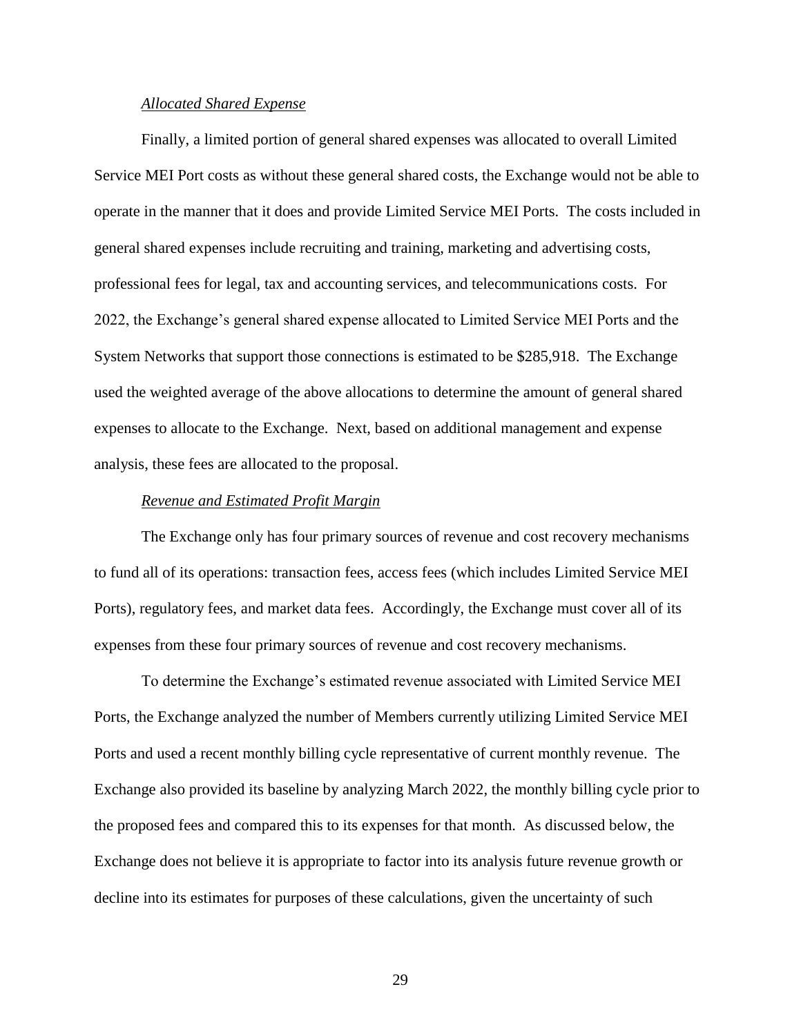*Allocated Shared Expense*

Finally, a limited portion of general shared expenses was allocated to overall Limited Service MEI Port costs as without these general shared costs, the Exchange would not be able to operate in the manner that it does and provide Limited Service MEI Ports. The costs included in general shared expenses include recruiting and training, marketing and advertising costs, professional fees for legal, tax and accounting services, and telecommunications costs. For 2022, the Exchange's general shared expense allocated to Limited Service MEI Ports and the System Networks that support those connections is estimated to be $285,918. The Exchange used the weighted average of the above allocations to determine the amount of general shared expenses to allocate to the Exchange. Next, based on additional management and expense analysis, these fees are allocated to the proposal.

*Revenue and Estimated Profit Margin*

The Exchange only has four primary sources of revenue and cost recovery mechanisms to fund all of its operations: transaction fees, access fees (which includes Limited Service MEI Ports), regulatory fees, and market data fees. Accordingly, the Exchange must cover all of its expenses from these four primary sources of revenue and cost recovery mechanisms.

To determine the Exchange's estimated revenue associated with Limited Service MEI Ports, the Exchange analyzed the number of Members currently utilizing Limited Service MEI Ports and used a recent monthly billing cycle representative of current monthly revenue. The Exchange also provided its baseline by analyzing March 2022, the monthly billing cycle prior to the proposed fees and compared this to its expenses for that month. As discussed below, the Exchange does not believe it is appropriate to factor into its analysis future revenue growth or decline into its estimates for purposes of these calculations, given the uncertainty of such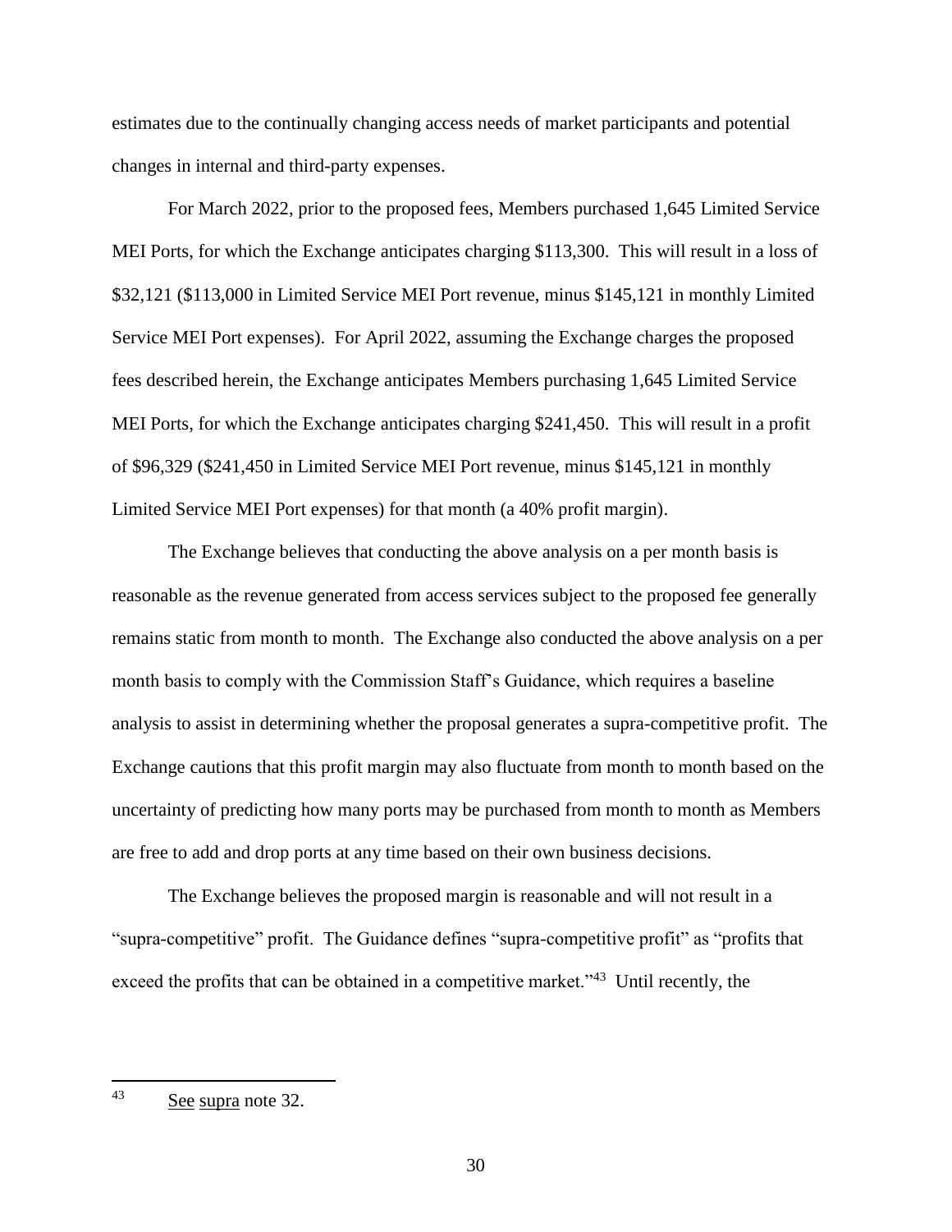estimates due to the continually changing access needs of market participants and potential changes in internal and third-party expenses.

For March 2022, prior to the proposed fees, Members purchased 1,645 Limited Service MEI Ports, for which the Exchange anticipates charging $113,300. This will result in a loss of $32,121 ($113,000 in Limited Service MEI Port revenue, minus $145,121 in monthly Limited Service MEI Port expenses). For April 2022, assuming the Exchange charges the proposed fees described herein, the Exchange anticipates Members purchasing 1,645 Limited Service MEI Ports, for which the Exchange anticipates charging $241,450. This will result in a profit of $96,329 ($241,450 in Limited Service MEI Port revenue, minus $145,121 in monthly Limited Service MEI Port expenses) for that month (a 40% profit margin).

The Exchange believes that conducting the above analysis on a per month basis is reasonable as the revenue generated from access services subject to the proposed fee generally remains static from month to month. The Exchange also conducted the above analysis on a per month basis to comply with the Commission Staff's Guidance, which requires a baseline analysis to assist in determining whether the proposal generates a supra-competitive profit. The Exchange cautions that this profit margin may also fluctuate from month to month based on the uncertainty of predicting how many ports may be purchased from month to month as Members are free to add and drop ports at any time based on their own business decisions.

The Exchange believes the proposed margin is reasonable and will not result in a "supra-competitive" profit. The Guidance defines "supra-competitive profit" as "profits that exceed the profits that can be obtained in a competitive market."[43] Until recently, the

---

[43] See supra note 32.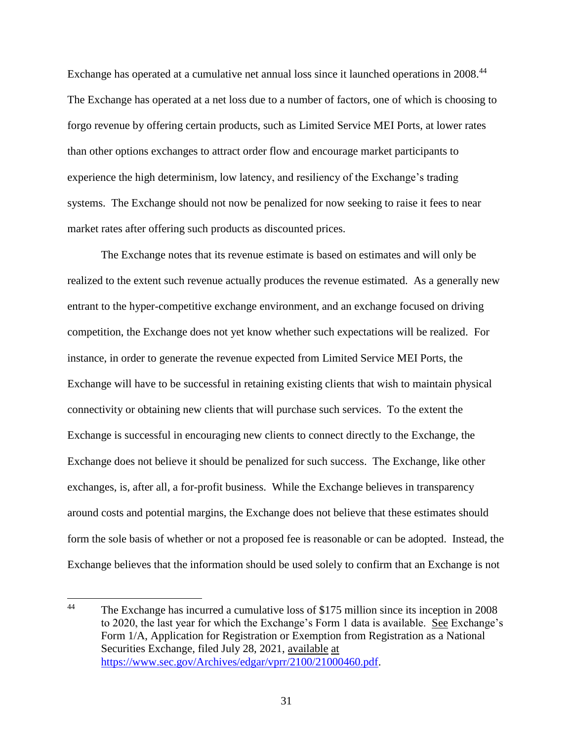Exchange has operated at a cumulative net annual loss since it launched operations in 2008.[44] The Exchange has operated at a net loss due to a number of factors, one of which is choosing to forgo revenue by offering certain products, such as Limited Service MEI Ports, at lower rates than other options exchanges to attract order flow and encourage market participants to experience the high determinism, low latency, and resiliency of the Exchange's trading systems. The Exchange should not now be penalized for now seeking to raise it fees to near market rates after offering such products as discounted prices.

The Exchange notes that its revenue estimate is based on estimates and will only be realized to the extent such revenue actually produces the revenue estimated. As a generally new entrant to the hyper-competitive exchange environment, and an exchange focused on driving competition, the Exchange does not yet know whether such expectations will be realized. For instance, in order to generate the revenue expected from Limited Service MEI Ports, the Exchange will have to be successful in retaining existing clients that wish to maintain physical connectivity or obtaining new clients that will purchase such services. To the extent the Exchange is successful in encouraging new clients to connect directly to the Exchange, the Exchange does not believe it should be penalized for such success. The Exchange, like other exchanges, is, after all, a for-profit business. While the Exchange believes in transparency around costs and potential margins, the Exchange does not believe that these estimates should form the sole basis of whether or not a proposed fee is reasonable or can be adopted. Instead, the Exchange believes that the information should be used solely to confirm that an Exchange is not

---

[44] The Exchange has incurred a cumulative loss of $175 million since its inception in 2008 to 2020, the last year for which the Exchange's Form 1 data is available. See Exchange's Form 1/A, Application for Registration or Exemption from Registration as a National Securities Exchange, filed July 28, 2021, available at https://www.sec.gov/Archives/edgar/vprr/2100/21000460.pdf.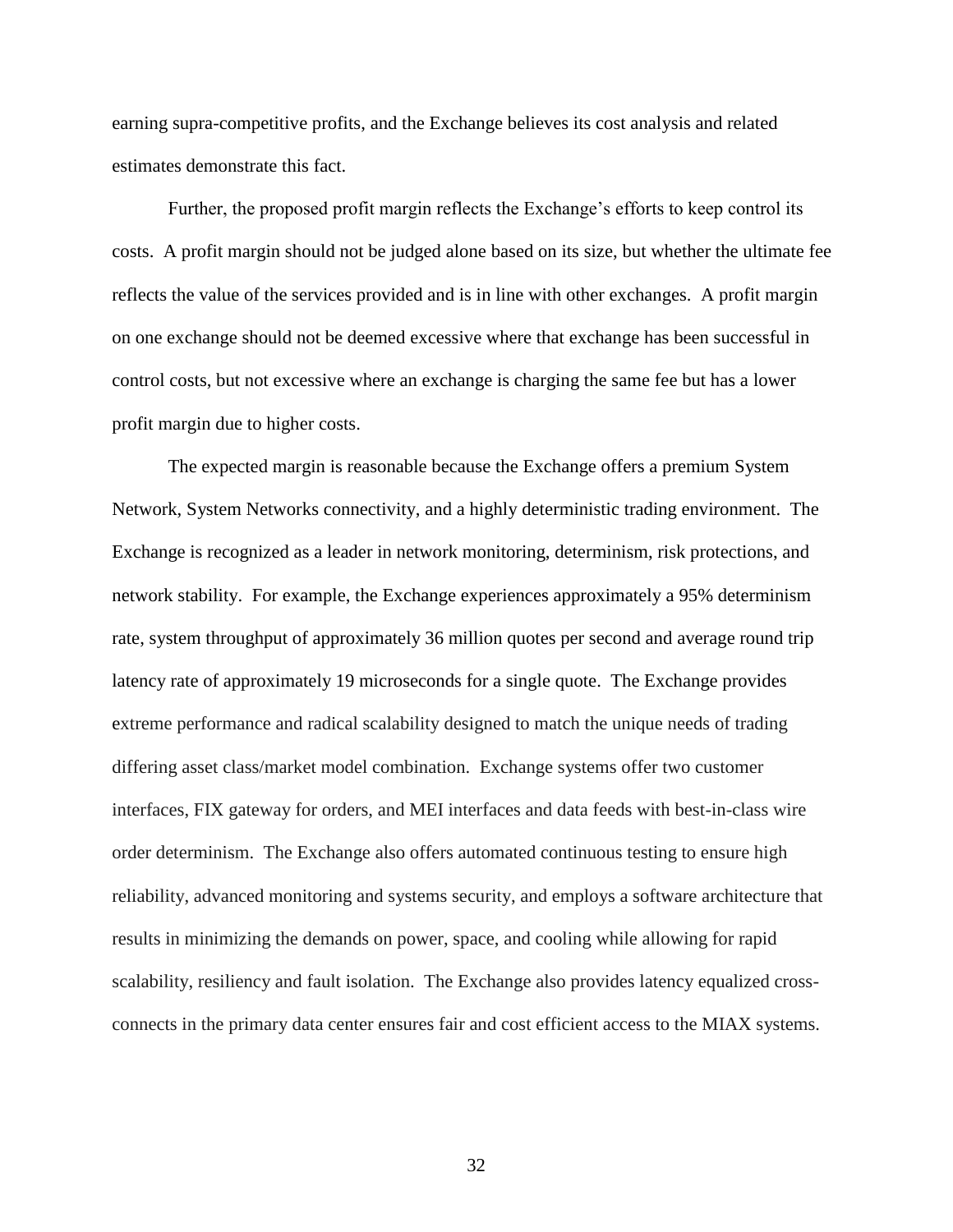earning supra-competitive profits, and the Exchange believes its cost analysis and related estimates demonstrate this fact.

Further, the proposed profit margin reflects the Exchange's efforts to keep control its costs. A profit margin should not be judged alone based on its size, but whether the ultimate fee reflects the value of the services provided and is in line with other exchanges. A profit margin on one exchange should not be deemed excessive where that exchange has been successful in control costs, but not excessive where an exchange is charging the same fee but has a lower profit margin due to higher costs.

The expected margin is reasonable because the Exchange offers a premium System Network, System Networks connectivity, and a highly deterministic trading environment. The Exchange is recognized as a leader in network monitoring, determinism, risk protections, and network stability. For example, the Exchange experiences approximately a 95% determinism rate, system throughput of approximately 36 million quotes per second and average round trip latency rate of approximately 19 microseconds for a single quote. The Exchange provides extreme performance and radical scalability designed to match the unique needs of trading differing asset class/market model combination. Exchange systems offer two customer interfaces, FIX gateway for orders, and MEI interfaces and data feeds with best-in-class wire order determinism. The Exchange also offers automated continuous testing to ensure high reliability, advanced monitoring and systems security, and employs a software architecture that results in minimizing the demands on power, space, and cooling while allowing for rapid scalability, resiliency and fault isolation. The Exchange also provides latency equalized cross-connects in the primary data center ensures fair and cost efficient access to the MIAX systems.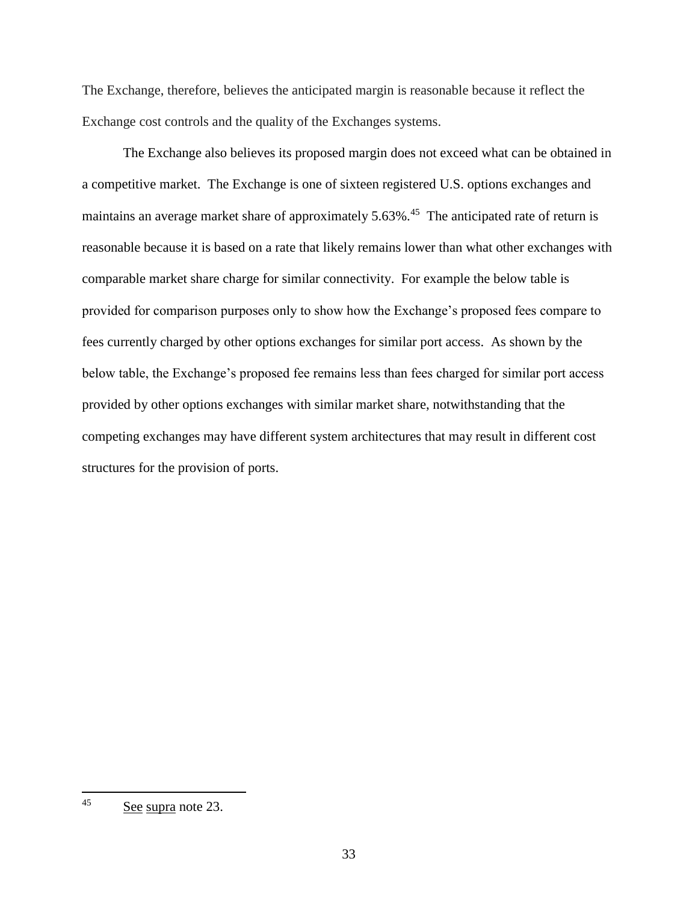The Exchange, therefore, believes the anticipated margin is reasonable because it reflect the Exchange cost controls and the quality of the Exchanges systems.

The Exchange also believes its proposed margin does not exceed what can be obtained in a competitive market. The Exchange is one of sixteen registered U.S. options exchanges and maintains an average market share of approximately 5.63%.[45] The anticipated rate of return is reasonable because it is based on a rate that likely remains lower than what other exchanges with comparable market share charge for similar connectivity. For example the below table is provided for comparison purposes only to show how the Exchange's proposed fees compare to fees currently charged by other options exchanges for similar port access. As shown by the below table, the Exchange's proposed fee remains less than fees charged for similar port access provided by other options exchanges with similar market share, notwithstanding that the competing exchanges may have different system architectures that may result in different cost structures for the provision of ports.

---

[45] See supra note 23.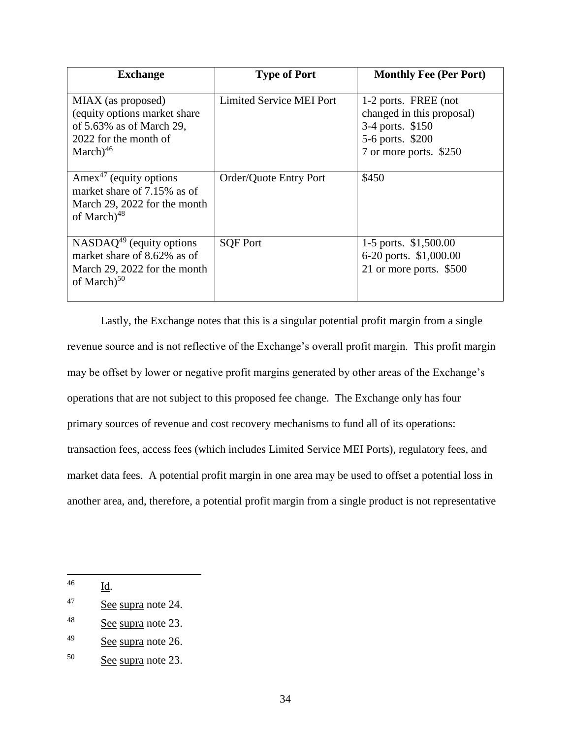| Exchange | Type of Port | Monthly Fee (Per Port) |
|---|---|---|
| MIAX (as proposed) (equity options market share of 5.63% as of March 29, 2022 for the month of March)[46] | Limited Service MEI Port | 1-2 ports. FREE (not changed in this proposal)<br>3-4 ports. $150<br>5-6 ports. $200<br>7 or more ports. $250 |
| Amex[47] (equity options market share of 7.15% as of March 29, 2022 for the month of March)[48] | Order/Quote Entry Port | $450 |
| NASDAQ[49] (equity options market share of 8.62% as of March 29, 2022 for the month of March)[50] | SQF Port | 1-5 ports. $1,500.00<br>6-20 ports. $1,000.00<br>21 or more ports. $500 |

Lastly, the Exchange notes that this is a singular potential profit margin from a single revenue source and is not reflective of the Exchange's overall profit margin. This profit margin may be offset by lower or negative profit margins generated by other areas of the Exchange's operations that are not subject to this proposed fee change. The Exchange only has four primary sources of revenue and cost recovery mechanisms to fund all of its operations: transaction fees, access fees (which includes Limited Service MEI Ports), regulatory fees, and market data fees. A potential profit margin in one area may be used to offset a potential loss in another area, and, therefore, a potential profit margin from a single product is not representative

---

46 Id.

47 See supra note 24.

48 See supra note 23.

49 See supra note 26.

50 See supra note 23.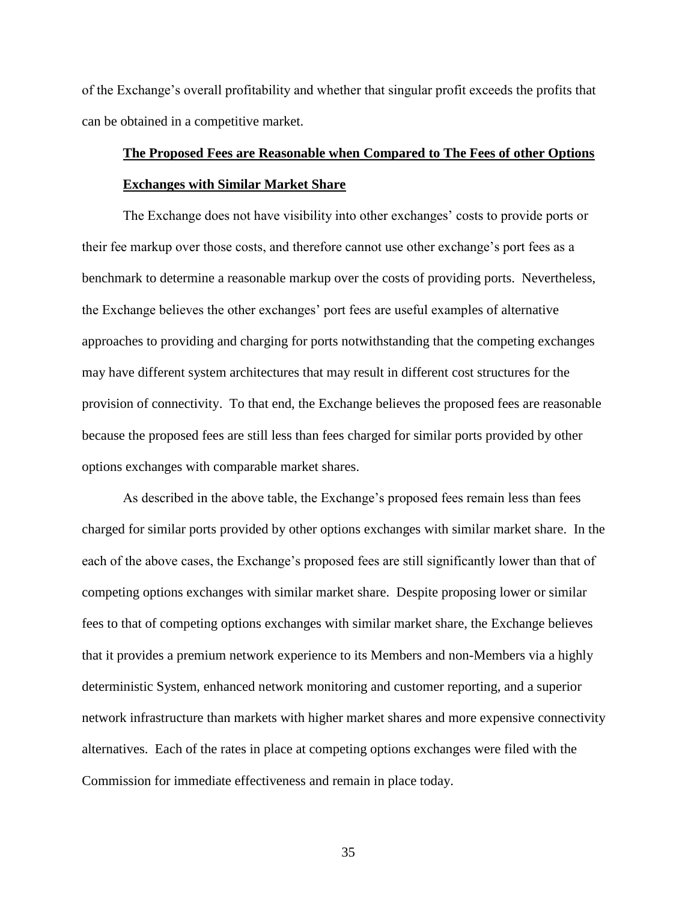of the Exchange's overall profitability and whether that singular profit exceeds the profits that can be obtained in a competitive market.

**The Proposed Fees are Reasonable when Compared to The Fees of other Options Exchanges with Similar Market Share**

The Exchange does not have visibility into other exchanges' costs to provide ports or their fee markup over those costs, and therefore cannot use other exchange's port fees as a benchmark to determine a reasonable markup over the costs of providing ports. Nevertheless, the Exchange believes the other exchanges' port fees are useful examples of alternative approaches to providing and charging for ports notwithstanding that the competing exchanges may have different system architectures that may result in different cost structures for the provision of connectivity. To that end, the Exchange believes the proposed fees are reasonable because the proposed fees are still less than fees charged for similar ports provided by other options exchanges with comparable market shares.

As described in the above table, the Exchange's proposed fees remain less than fees charged for similar ports provided by other options exchanges with similar market share. In the each of the above cases, the Exchange's proposed fees are still significantly lower than that of competing options exchanges with similar market share. Despite proposing lower or similar fees to that of competing options exchanges with similar market share, the Exchange believes that it provides a premium network experience to its Members and non-Members via a highly deterministic System, enhanced network monitoring and customer reporting, and a superior network infrastructure than markets with higher market shares and more expensive connectivity alternatives. Each of the rates in place at competing options exchanges were filed with the Commission for immediate effectiveness and remain in place today.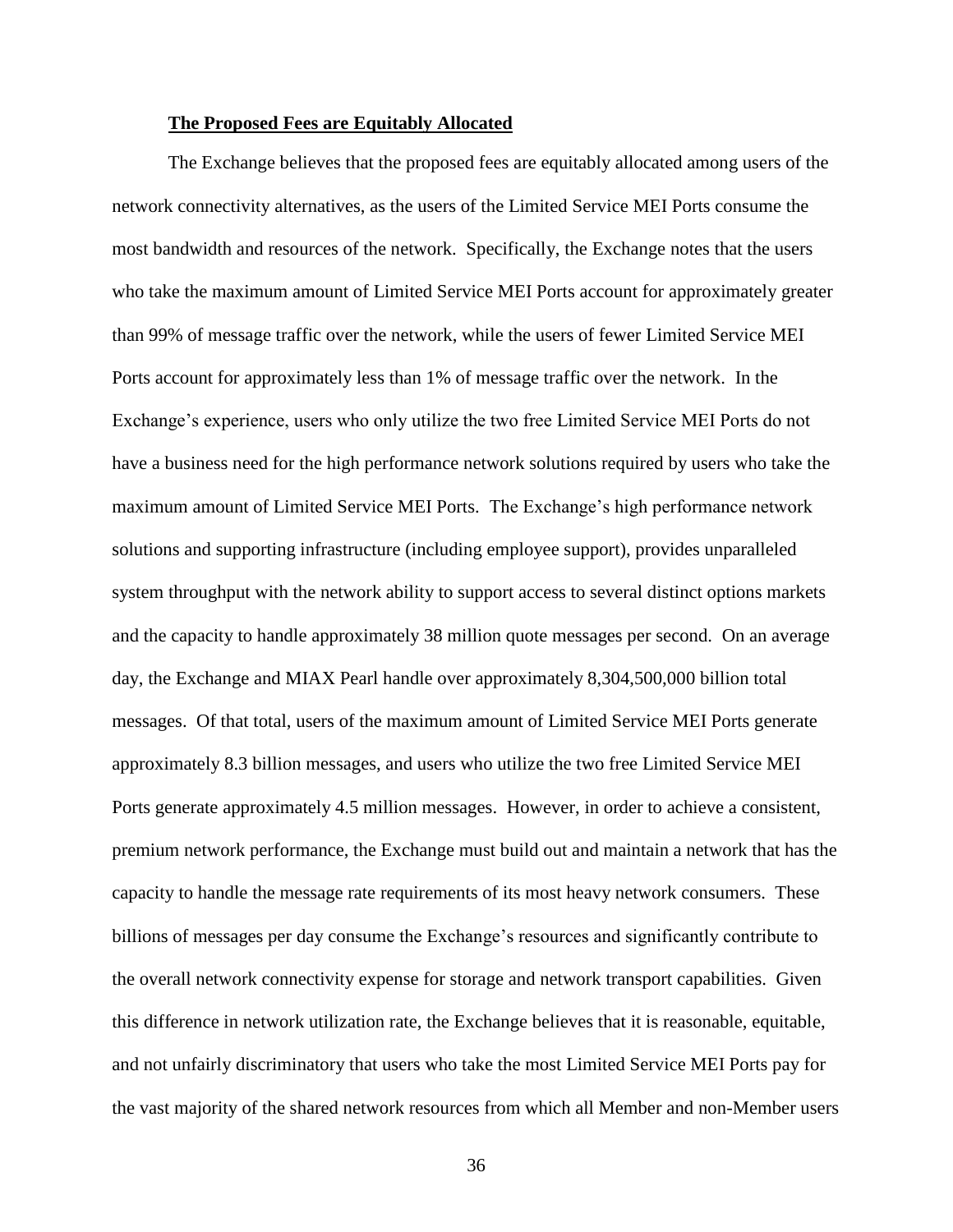**The Proposed Fees are Equitably Allocated**

The Exchange believes that the proposed fees are equitably allocated among users of the network connectivity alternatives, as the users of the Limited Service MEI Ports consume the most bandwidth and resources of the network. Specifically, the Exchange notes that the users who take the maximum amount of Limited Service MEI Ports account for approximately greater than 99% of message traffic over the network, while the users of fewer Limited Service MEI Ports account for approximately less than 1% of message traffic over the network. In the Exchange's experience, users who only utilize the two free Limited Service MEI Ports do not have a business need for the high performance network solutions required by users who take the maximum amount of Limited Service MEI Ports. The Exchange's high performance network solutions and supporting infrastructure (including employee support), provides unparalleled system throughput with the network ability to support access to several distinct options markets and the capacity to handle approximately 38 million quote messages per second. On an average day, the Exchange and MIAX Pearl handle over approximately 8,304,500,000 billion total messages. Of that total, users of the maximum amount of Limited Service MEI Ports generate approximately 8.3 billion messages, and users who utilize the two free Limited Service MEI Ports generate approximately 4.5 million messages. However, in order to achieve a consistent, premium network performance, the Exchange must build out and maintain a network that has the capacity to handle the message rate requirements of its most heavy network consumers. These billions of messages per day consume the Exchange's resources and significantly contribute to the overall network connectivity expense for storage and network transport capabilities. Given this difference in network utilization rate, the Exchange believes that it is reasonable, equitable, and not unfairly discriminatory that users who take the most Limited Service MEI Ports pay for the vast majority of the shared network resources from which all Member and non-Member users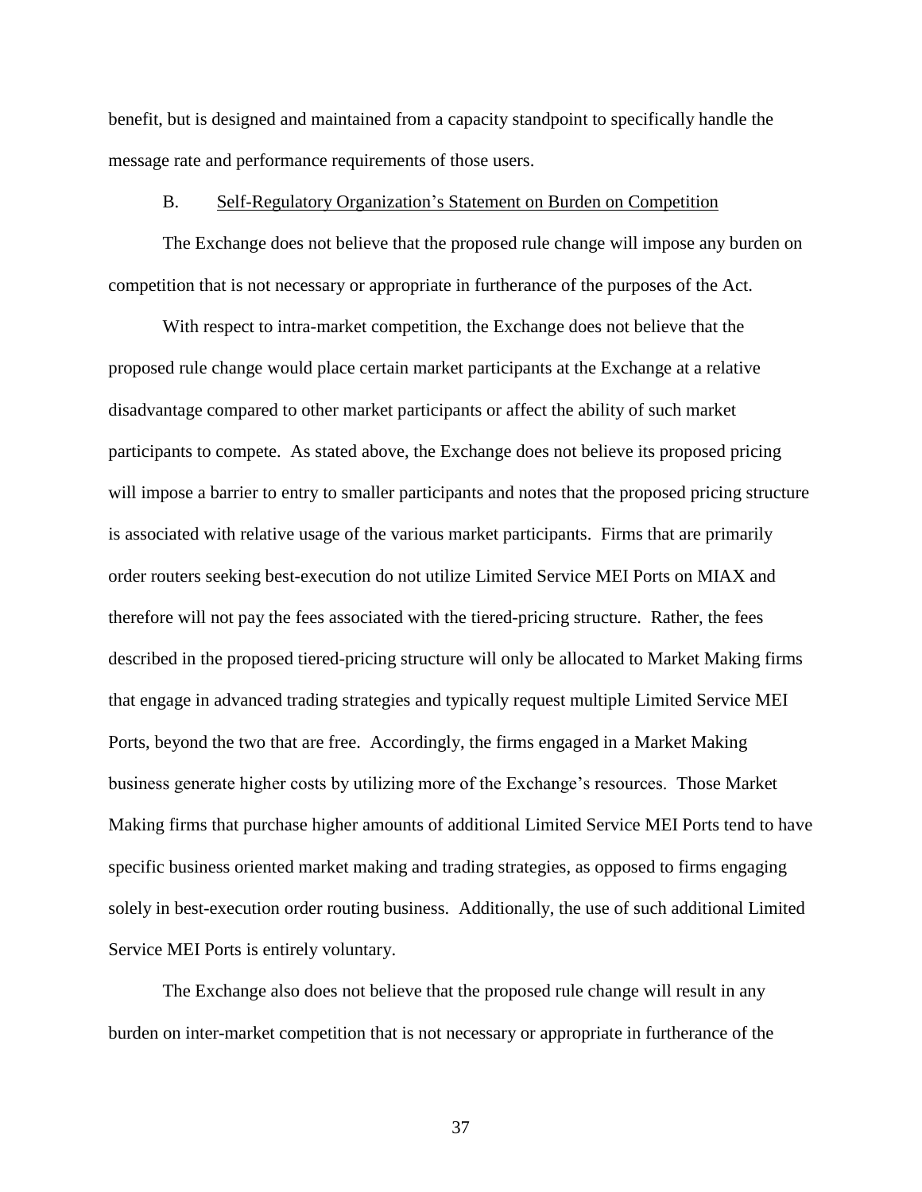benefit, but is designed and maintained from a capacity standpoint to specifically handle the message rate and performance requirements of those users.

B. Self-Regulatory Organization's Statement on Burden on Competition

The Exchange does not believe that the proposed rule change will impose any burden on competition that is not necessary or appropriate in furtherance of the purposes of the Act.

With respect to intra-market competition, the Exchange does not believe that the proposed rule change would place certain market participants at the Exchange at a relative disadvantage compared to other market participants or affect the ability of such market participants to compete. As stated above, the Exchange does not believe its proposed pricing will impose a barrier to entry to smaller participants and notes that the proposed pricing structure is associated with relative usage of the various market participants. Firms that are primarily order routers seeking best-execution do not utilize Limited Service MEI Ports on MIAX and therefore will not pay the fees associated with the tiered-pricing structure. Rather, the fees described in the proposed tiered-pricing structure will only be allocated to Market Making firms that engage in advanced trading strategies and typically request multiple Limited Service MEI Ports, beyond the two that are free. Accordingly, the firms engaged in a Market Making business generate higher costs by utilizing more of the Exchange's resources. Those Market Making firms that purchase higher amounts of additional Limited Service MEI Ports tend to have specific business oriented market making and trading strategies, as opposed to firms engaging solely in best-execution order routing business. Additionally, the use of such additional Limited Service MEI Ports is entirely voluntary.

The Exchange also does not believe that the proposed rule change will result in any burden on inter-market competition that is not necessary or appropriate in furtherance of the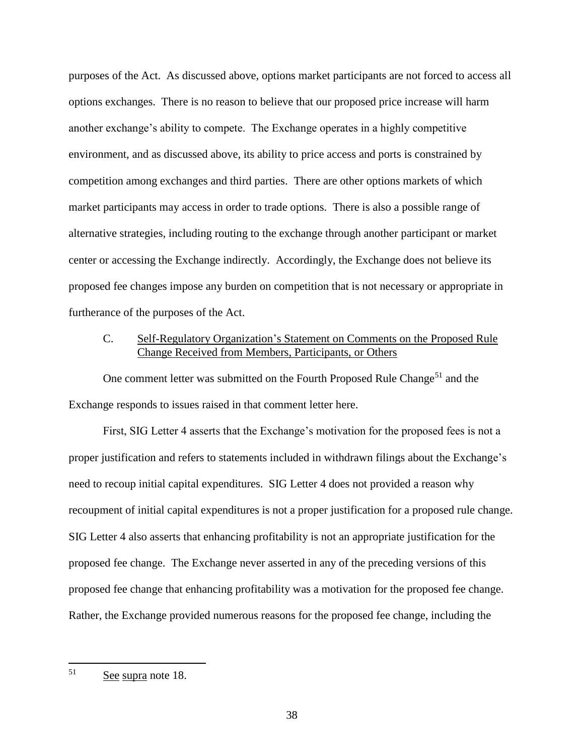purposes of the Act. As discussed above, options market participants are not forced to access all options exchanges. There is no reason to believe that our proposed price increase will harm another exchange's ability to compete. The Exchange operates in a highly competitive environment, and as discussed above, its ability to price access and ports is constrained by competition among exchanges and third parties. There are other options markets of which market participants may access in order to trade options. There is also a possible range of alternative strategies, including routing to the exchange through another participant or market center or accessing the Exchange indirectly. Accordingly, the Exchange does not believe its proposed fee changes impose any burden on competition that is not necessary or appropriate in furtherance of the purposes of the Act.

C. Self-Regulatory Organization's Statement on Comments on the Proposed Rule Change Received from Members, Participants, or Others

One comment letter was submitted on the Fourth Proposed Rule Change[51] and the Exchange responds to issues raised in that comment letter here.

First, SIG Letter 4 asserts that the Exchange's motivation for the proposed fees is not a proper justification and refers to statements included in withdrawn filings about the Exchange's need to recoup initial capital expenditures. SIG Letter 4 does not provided a reason why recoupment of initial capital expenditures is not a proper justification for a proposed rule change. SIG Letter 4 also asserts that enhancing profitability is not an appropriate justification for the proposed fee change. The Exchange never asserted in any of the preceding versions of this proposed fee change that enhancing profitability was a motivation for the proposed fee change. Rather, the Exchange provided numerous reasons for the proposed fee change, including the

[51] See supra note 18.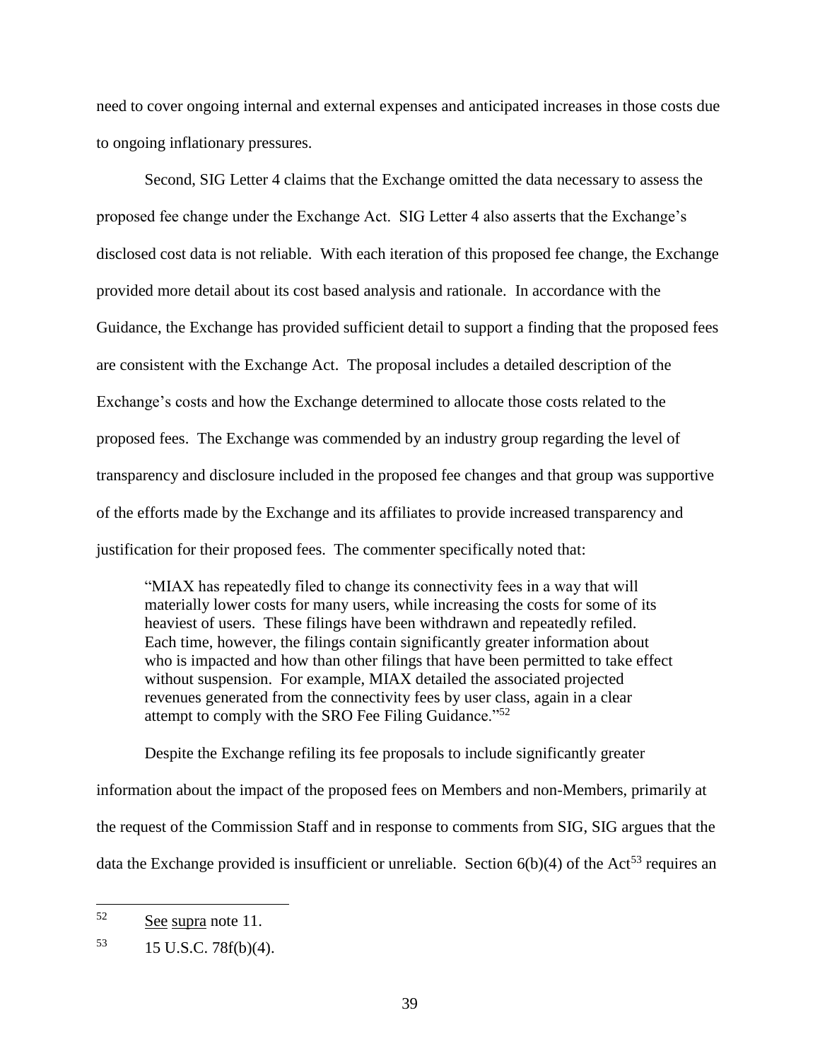need to cover ongoing internal and external expenses and anticipated increases in those costs due to ongoing inflationary pressures.

Second, SIG Letter 4 claims that the Exchange omitted the data necessary to assess the proposed fee change under the Exchange Act. SIG Letter 4 also asserts that the Exchange's disclosed cost data is not reliable. With each iteration of this proposed fee change, the Exchange provided more detail about its cost based analysis and rationale. In accordance with the Guidance, the Exchange has provided sufficient detail to support a finding that the proposed fees are consistent with the Exchange Act. The proposal includes a detailed description of the Exchange's costs and how the Exchange determined to allocate those costs related to the proposed fees. The Exchange was commended by an industry group regarding the level of transparency and disclosure included in the proposed fee changes and that group was supportive of the efforts made by the Exchange and its affiliates to provide increased transparency and justification for their proposed fees. The commenter specifically noted that:

> "MIAX has repeatedly filed to change its connectivity fees in a way that will materially lower costs for many users, while increasing the costs for some of its heaviest of users. These filings have been withdrawn and repeatedly refiled. Each time, however, the filings contain significantly greater information about who is impacted and how than other filings that have been permitted to take effect without suspension. For example, MIAX detailed the associated projected revenues generated from the connectivity fees by user class, again in a clear attempt to comply with the SRO Fee Filing Guidance."[52]

Despite the Exchange refiling its fee proposals to include significantly greater information about the impact of the proposed fees on Members and non-Members, primarily at the request of the Commission Staff and in response to comments from SIG, SIG argues that the data the Exchange provided is insufficient or unreliable. Section 6(b)(4) of the Act[53] requires an

---

[52] See supra note 11.

[53] 15 U.S.C. 78f(b)(4).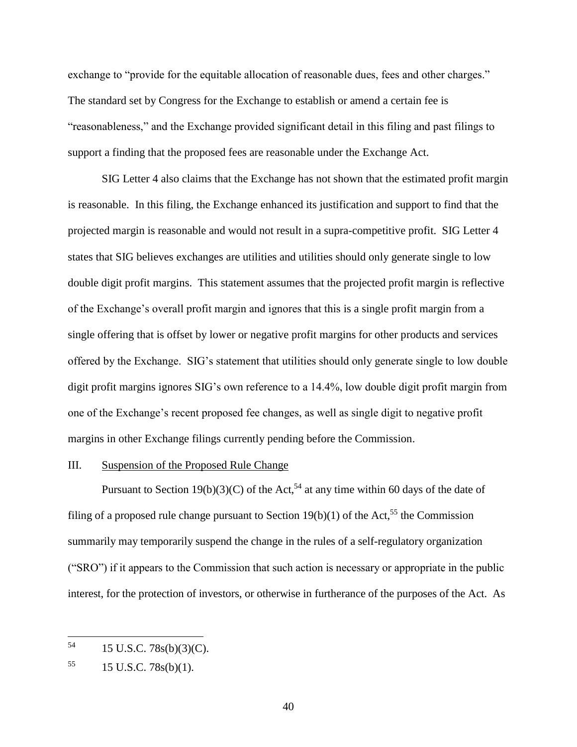exchange to "provide for the equitable allocation of reasonable dues, fees and other charges." The standard set by Congress for the Exchange to establish or amend a certain fee is "reasonableness," and the Exchange provided significant detail in this filing and past filings to support a finding that the proposed fees are reasonable under the Exchange Act.

SIG Letter 4 also claims that the Exchange has not shown that the estimated profit margin is reasonable. In this filing, the Exchange enhanced its justification and support to find that the projected margin is reasonable and would not result in a supra-competitive profit. SIG Letter 4 states that SIG believes exchanges are utilities and utilities should only generate single to low double digit profit margins. This statement assumes that the projected profit margin is reflective of the Exchange's overall profit margin and ignores that this is a single profit margin from a single offering that is offset by lower or negative profit margins for other products and services offered by the Exchange. SIG's statement that utilities should only generate single to low double digit profit margins ignores SIG's own reference to a 14.4%, low double digit profit margin from one of the Exchange's recent proposed fee changes, as well as single digit to negative profit margins in other Exchange filings currently pending before the Commission.

## III. Suspension of the Proposed Rule Change

Pursuant to Section 19(b)(3)(C) of the Act,[54] at any time within 60 days of the date of filing of a proposed rule change pursuant to Section 19(b)(1) of the Act,[55] the Commission summarily may temporarily suspend the change in the rules of a self-regulatory organization ("SRO") if it appears to the Commission that such action is necessary or appropriate in the public interest, for the protection of investors, or otherwise in furtherance of the purposes of the Act. As

---

[54] 15 U.S.C. 78s(b)(3)(C).

[55] 15 U.S.C. 78s(b)(1).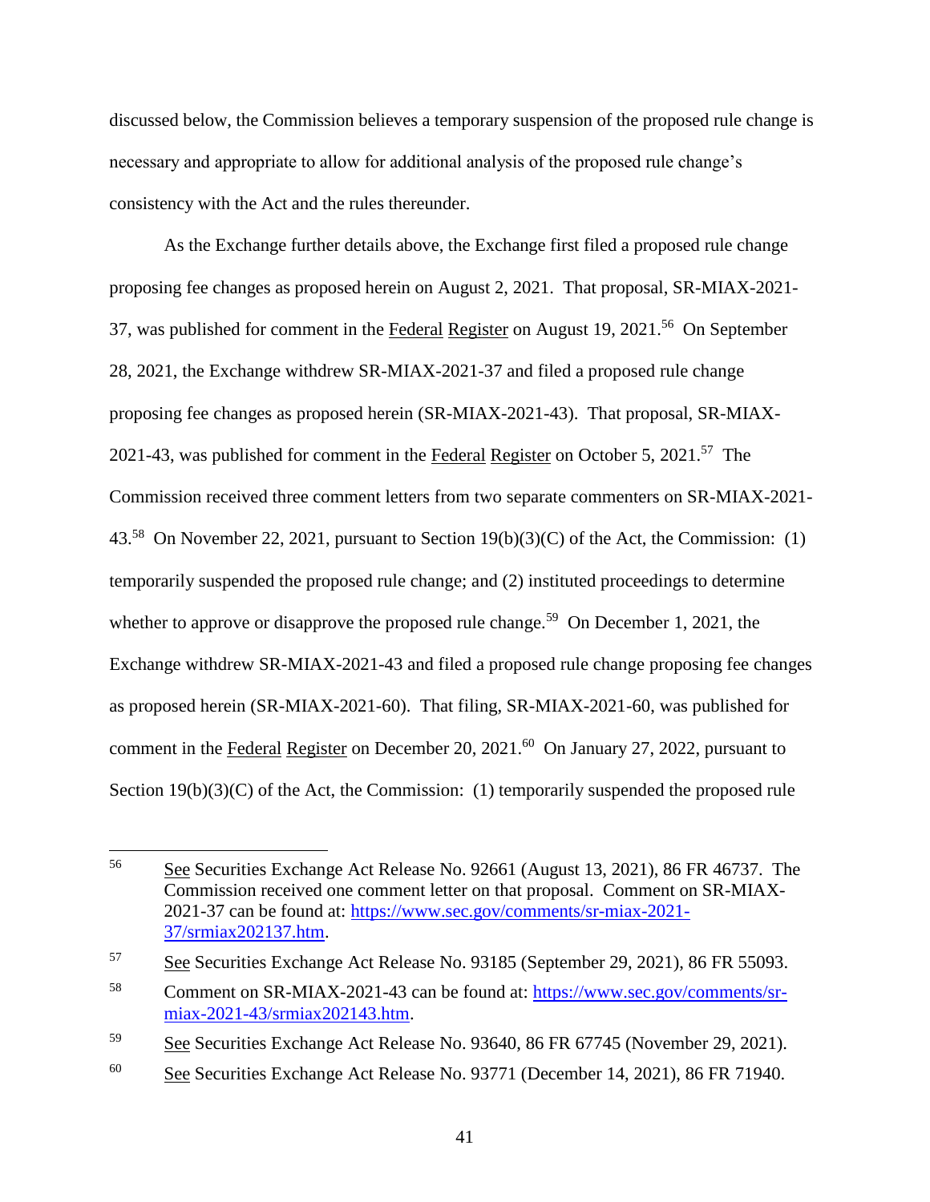discussed below, the Commission believes a temporary suspension of the proposed rule change is necessary and appropriate to allow for additional analysis of the proposed rule change's consistency with the Act and the rules thereunder.

As the Exchange further details above, the Exchange first filed a proposed rule change proposing fee changes as proposed herein on August 2, 2021. That proposal, SR-MIAX-2021-37, was published for comment in the Federal Register on August 19, 2021.[56] On September 28, 2021, the Exchange withdrew SR-MIAX-2021-37 and filed a proposed rule change proposing fee changes as proposed herein (SR-MIAX-2021-43). That proposal, SR-MIAX-2021-43, was published for comment in the Federal Register on October 5, 2021.[57] The Commission received three comment letters from two separate commenters on SR-MIAX-2021-43.[58] On November 22, 2021, pursuant to Section 19(b)(3)(C) of the Act, the Commission: (1) temporarily suspended the proposed rule change; and (2) instituted proceedings to determine whether to approve or disapprove the proposed rule change.[59] On December 1, 2021, the Exchange withdrew SR-MIAX-2021-43 and filed a proposed rule change proposing fee changes as proposed herein (SR-MIAX-2021-60). That filing, SR-MIAX-2021-60, was published for comment in the Federal Register on December 20, 2021.[60] On January 27, 2022, pursuant to Section 19(b)(3)(C) of the Act, the Commission: (1) temporarily suspended the proposed rule

---

[56] See Securities Exchange Act Release No. 92661 (August 13, 2021), 86 FR 46737. The Commission received one comment letter on that proposal. Comment on SR-MIAX-2021-37 can be found at: https://www.sec.gov/comments/sr-miax-2021-37/srmiax202137.htm.

[57] See Securities Exchange Act Release No. 93185 (September 29, 2021), 86 FR 55093.

[58] Comment on SR-MIAX-2021-43 can be found at: https://www.sec.gov/comments/sr-miax-2021-43/srmiax202143.htm.

[59] See Securities Exchange Act Release No. 93640, 86 FR 67745 (November 29, 2021).

[60] See Securities Exchange Act Release No. 93771 (December 14, 2021), 86 FR 71940.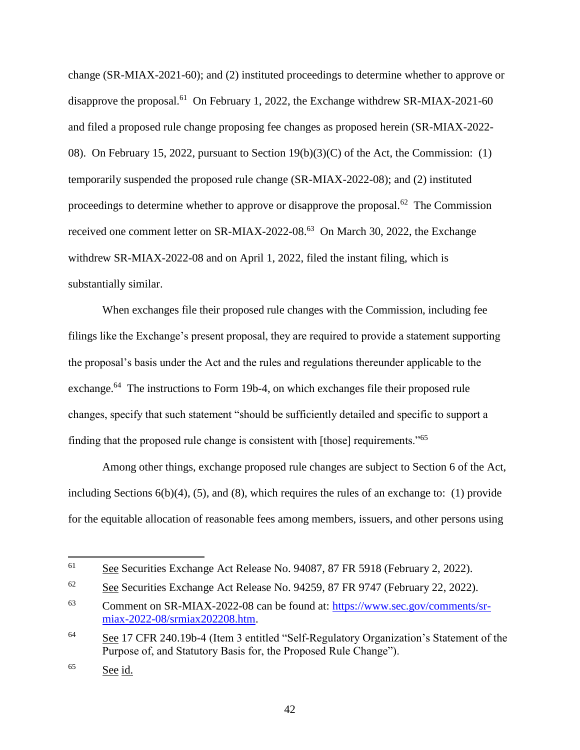change (SR-MIAX-2021-60); and (2) instituted proceedings to determine whether to approve or disapprove the proposal.[61] On February 1, 2022, the Exchange withdrew SR-MIAX-2021-60 and filed a proposed rule change proposing fee changes as proposed herein (SR-MIAX-2022-08). On February 15, 2022, pursuant to Section 19(b)(3)(C) of the Act, the Commission: (1) temporarily suspended the proposed rule change (SR-MIAX-2022-08); and (2) instituted proceedings to determine whether to approve or disapprove the proposal.[62] The Commission received one comment letter on SR-MIAX-2022-08.[63] On March 30, 2022, the Exchange withdrew SR-MIAX-2022-08 and on April 1, 2022, filed the instant filing, which is substantially similar.

When exchanges file their proposed rule changes with the Commission, including fee filings like the Exchange's present proposal, they are required to provide a statement supporting the proposal's basis under the Act and the rules and regulations thereunder applicable to the exchange.[64] The instructions to Form 19b-4, on which exchanges file their proposed rule changes, specify that such statement "should be sufficiently detailed and specific to support a finding that the proposed rule change is consistent with [those] requirements."[65]

Among other things, exchange proposed rule changes are subject to Section 6 of the Act, including Sections 6(b)(4), (5), and (8), which requires the rules of an exchange to: (1) provide for the equitable allocation of reasonable fees among members, issuers, and other persons using

---

[61] See Securities Exchange Act Release No. 94087, 87 FR 5918 (February 2, 2022).

[62] See Securities Exchange Act Release No. 94259, 87 FR 9747 (February 22, 2022).

[63] Comment on SR-MIAX-2022-08 can be found at: https://www.sec.gov/comments/sr-miax-2022-08/srmiax202208.htm.

[64] See 17 CFR 240.19b-4 (Item 3 entitled "Self-Regulatory Organization's Statement of the Purpose of, and Statutory Basis for, the Proposed Rule Change").

[65] See id.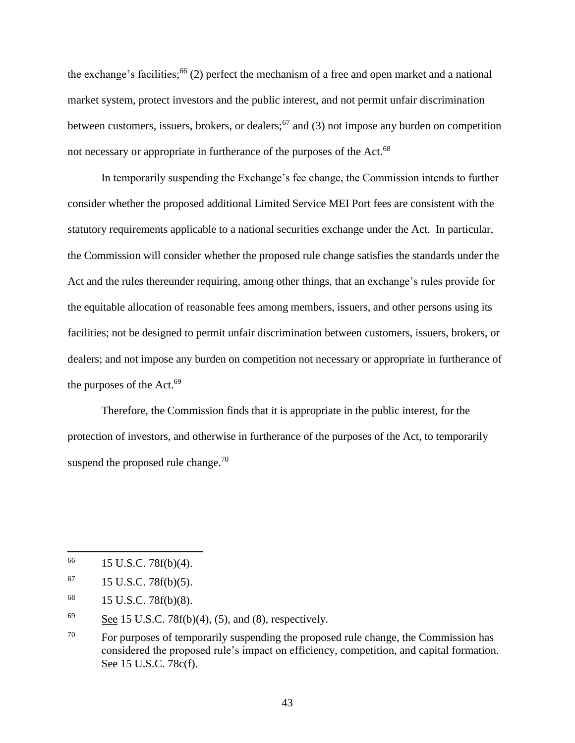the exchange's facilities;[66] (2) perfect the mechanism of a free and open market and a national market system, protect investors and the public interest, and not permit unfair discrimination between customers, issuers, brokers, or dealers;[67] and (3) not impose any burden on competition not necessary or appropriate in furtherance of the purposes of the Act.[68]

In temporarily suspending the Exchange's fee change, the Commission intends to further consider whether the proposed additional Limited Service MEI Port fees are consistent with the statutory requirements applicable to a national securities exchange under the Act. In particular, the Commission will consider whether the proposed rule change satisfies the standards under the Act and the rules thereunder requiring, among other things, that an exchange's rules provide for the equitable allocation of reasonable fees among members, issuers, and other persons using its facilities; not be designed to permit unfair discrimination between customers, issuers, brokers, or dealers; and not impose any burden on competition not necessary or appropriate in furtherance of the purposes of the Act.[69]

Therefore, the Commission finds that it is appropriate in the public interest, for the protection of investors, and otherwise in furtherance of the purposes of the Act, to temporarily suspend the proposed rule change.[70]

---

[66] 15 U.S.C. 78f(b)(4).

[67] 15 U.S.C. 78f(b)(5).

[68] 15 U.S.C. 78f(b)(8).

[69] See 15 U.S.C. 78f(b)(4), (5), and (8), respectively.

[70] For purposes of temporarily suspending the proposed rule change, the Commission has considered the proposed rule's impact on efficiency, competition, and capital formation. See 15 U.S.C. 78c(f).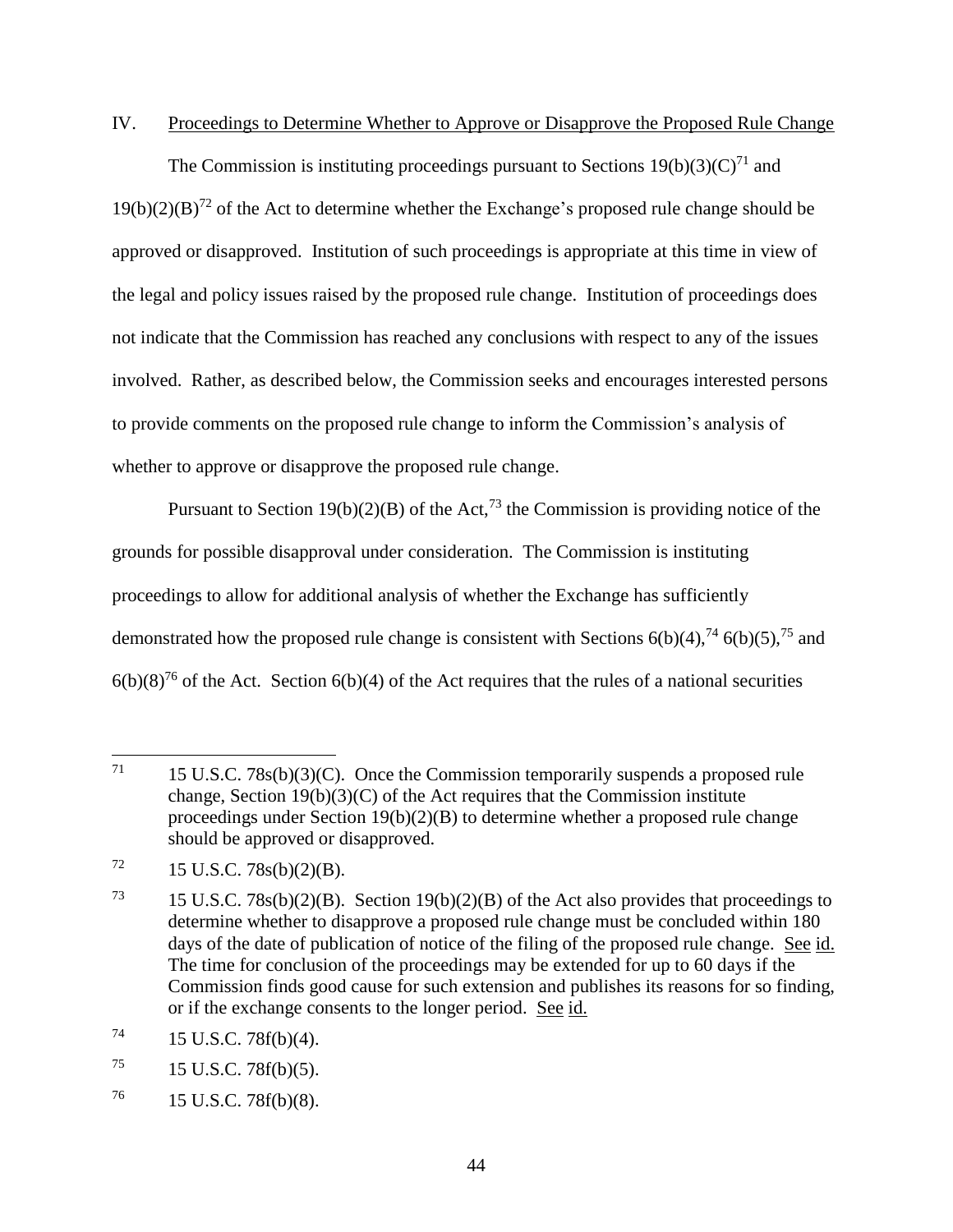## IV. Proceedings to Determine Whether to Approve or Disapprove the Proposed Rule Change

The Commission is instituting proceedings pursuant to Sections 19(b)(3)(C)[71] and 19(b)(2)(B)[72] of the Act to determine whether the Exchange's proposed rule change should be approved or disapproved. Institution of such proceedings is appropriate at this time in view of the legal and policy issues raised by the proposed rule change. Institution of proceedings does not indicate that the Commission has reached any conclusions with respect to any of the issues involved. Rather, as described below, the Commission seeks and encourages interested persons to provide comments on the proposed rule change to inform the Commission's analysis of whether to approve or disapprove the proposed rule change.

Pursuant to Section 19(b)(2)(B) of the Act,[73] the Commission is providing notice of the grounds for possible disapproval under consideration. The Commission is instituting proceedings to allow for additional analysis of whether the Exchange has sufficiently demonstrated how the proposed rule change is consistent with Sections 6(b)(4),[74] 6(b)(5),[75] and 6(b)(8)[76] of the Act. Section 6(b)(4) of the Act requires that the rules of a national securities

---

[71] 15 U.S.C. 78s(b)(3)(C). Once the Commission temporarily suspends a proposed rule change, Section 19(b)(3)(C) of the Act requires that the Commission institute proceedings under Section 19(b)(2)(B) to determine whether a proposed rule change should be approved or disapproved.

[72] 15 U.S.C. 78s(b)(2)(B).

[73] 15 U.S.C. 78s(b)(2)(B). Section 19(b)(2)(B) of the Act also provides that proceedings to determine whether to disapprove a proposed rule change must be concluded within 180 days of the date of publication of notice of the filing of the proposed rule change. See id. The time for conclusion of the proceedings may be extended for up to 60 days if the Commission finds good cause for such extension and publishes its reasons for so finding, or if the exchange consents to the longer period. See id.

[74] 15 U.S.C. 78f(b)(4).

[75] 15 U.S.C. 78f(b)(5).

[76] 15 U.S.C. 78f(b)(8).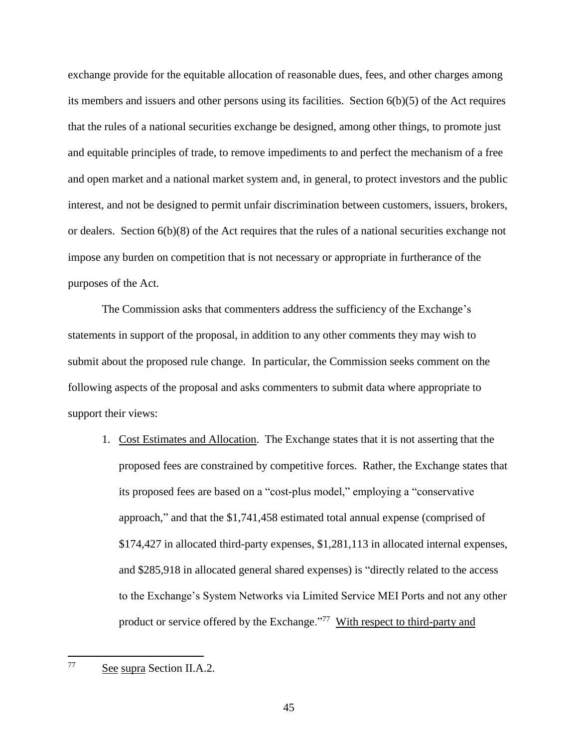exchange provide for the equitable allocation of reasonable dues, fees, and other charges among its members and issuers and other persons using its facilities. Section 6(b)(5) of the Act requires that the rules of a national securities exchange be designed, among other things, to promote just and equitable principles of trade, to remove impediments to and perfect the mechanism of a free and open market and a national market system and, in general, to protect investors and the public interest, and not be designed to permit unfair discrimination between customers, issuers, brokers, or dealers. Section 6(b)(8) of the Act requires that the rules of a national securities exchange not impose any burden on competition that is not necessary or appropriate in furtherance of the purposes of the Act.

The Commission asks that commenters address the sufficiency of the Exchange's statements in support of the proposal, in addition to any other comments they may wish to submit about the proposed rule change. In particular, the Commission seeks comment on the following aspects of the proposal and asks commenters to submit data where appropriate to support their views:

1. Cost Estimates and Allocation. The Exchange states that it is not asserting that the proposed fees are constrained by competitive forces. Rather, the Exchange states that its proposed fees are based on a "cost-plus model," employing a "conservative approach," and that the $1,741,458 estimated total annual expense (comprised of $174,427 in allocated third-party expenses, $1,281,113 in allocated internal expenses, and $285,918 in allocated general shared expenses) is "directly related to the access to the Exchange's System Networks via Limited Service MEI Ports and not any other product or service offered by the Exchange."[77] With respect to third-party and

[77] See supra Section II.A.2.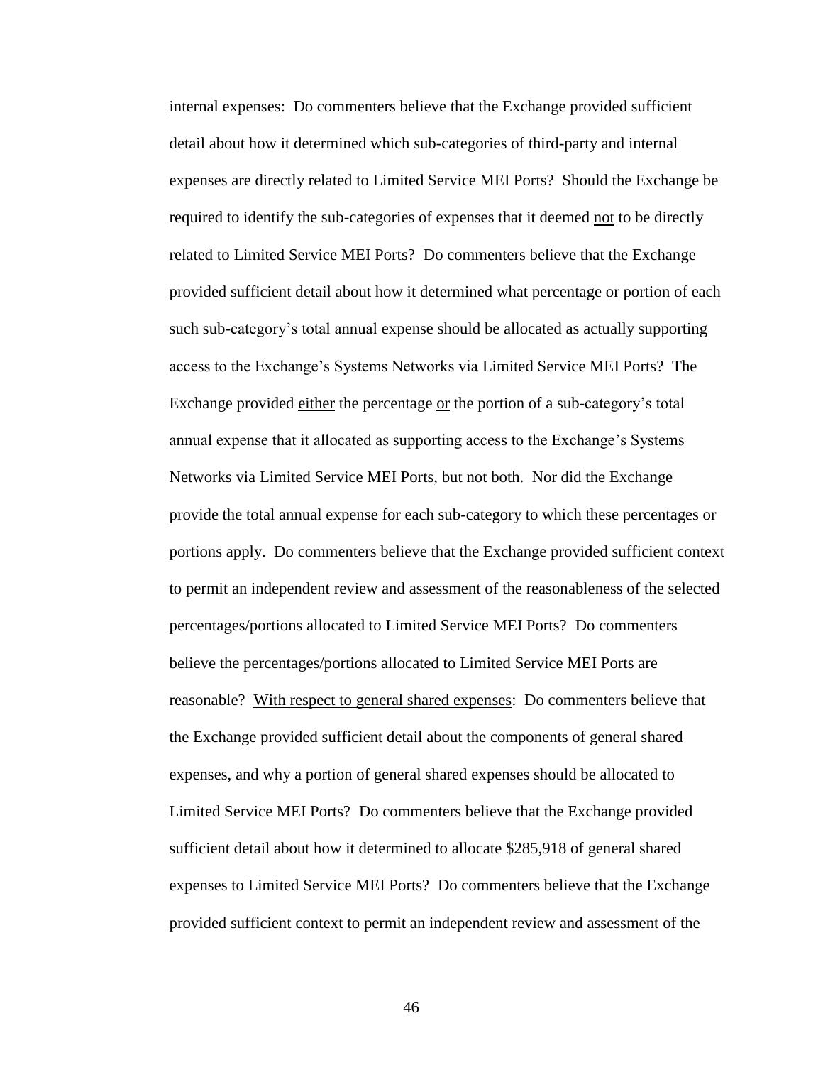<u>internal expenses</u>: Do commenters believe that the Exchange provided sufficient detail about how it determined which sub-categories of third-party and internal expenses are directly related to Limited Service MEI Ports? Should the Exchange be required to identify the sub-categories of expenses that it deemed <u>not</u> to be directly related to Limited Service MEI Ports? Do commenters believe that the Exchange provided sufficient detail about how it determined what percentage or portion of each such sub-category's total annual expense should be allocated as actually supporting access to the Exchange's Systems Networks via Limited Service MEI Ports? The Exchange provided <u>either</u> the percentage <u>or</u> the portion of a sub-category's total annual expense that it allocated as supporting access to the Exchange's Systems Networks via Limited Service MEI Ports, but not both. Nor did the Exchange provide the total annual expense for each sub-category to which these percentages or portions apply. Do commenters believe that the Exchange provided sufficient context to permit an independent review and assessment of the reasonableness of the selected percentages/portions allocated to Limited Service MEI Ports? Do commenters believe the percentages/portions allocated to Limited Service MEI Ports are reasonable? <u>With respect to general shared expenses</u>: Do commenters believe that the Exchange provided sufficient detail about the components of general shared expenses, and why a portion of general shared expenses should be allocated to Limited Service MEI Ports? Do commenters believe that the Exchange provided sufficient detail about how it determined to allocate $285,918 of general shared expenses to Limited Service MEI Ports? Do commenters believe that the Exchange provided sufficient context to permit an independent review and assessment of the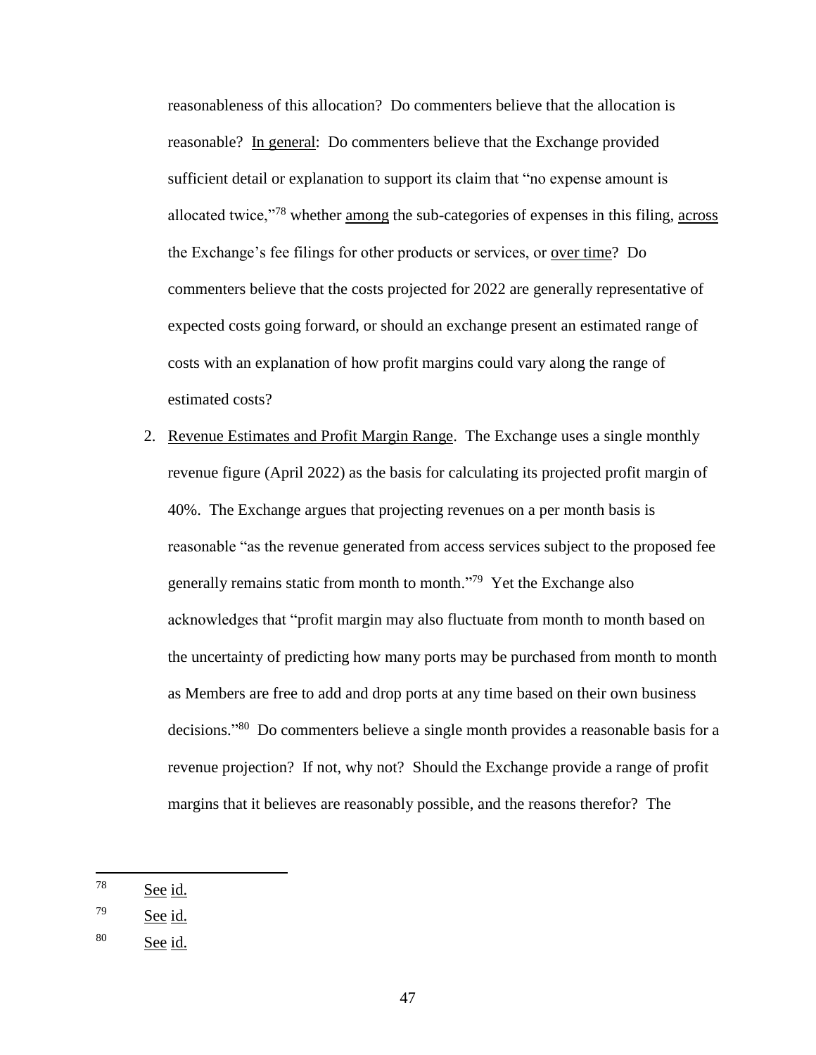reasonableness of this allocation? Do commenters believe that the allocation is reasonable? In general: Do commenters believe that the Exchange provided sufficient detail or explanation to support its claim that "no expense amount is allocated twice,"[78] whether among the sub-categories of expenses in this filing, across the Exchange's fee filings for other products or services, or over time? Do commenters believe that the costs projected for 2022 are generally representative of expected costs going forward, or should an exchange present an estimated range of costs with an explanation of how profit margins could vary along the range of estimated costs?

2. Revenue Estimates and Profit Margin Range. The Exchange uses a single monthly revenue figure (April 2022) as the basis for calculating its projected profit margin of 40%. The Exchange argues that projecting revenues on a per month basis is reasonable "as the revenue generated from access services subject to the proposed fee generally remains static from month to month."[79] Yet the Exchange also acknowledges that "profit margin may also fluctuate from month to month based on the uncertainty of predicting how many ports may be purchased from month to month as Members are free to add and drop ports at any time based on their own business decisions."[80] Do commenters believe a single month provides a reasonable basis for a revenue projection? If not, why not? Should the Exchange provide a range of profit margins that it believes are reasonably possible, and the reasons therefor? The

---

[78] See id.

[79] See id.

[80] See id.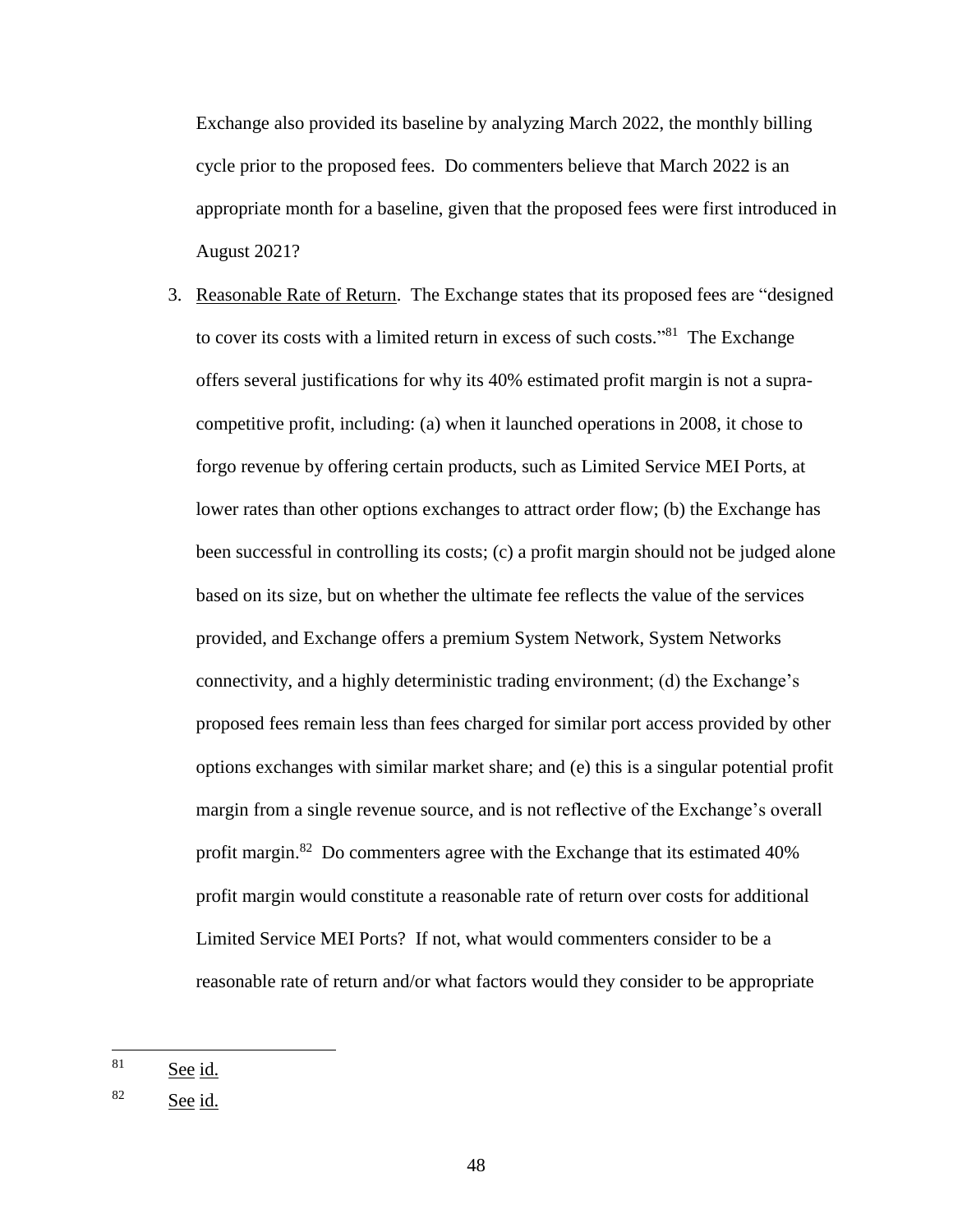Exchange also provided its baseline by analyzing March 2022, the monthly billing cycle prior to the proposed fees. Do commenters believe that March 2022 is an appropriate month for a baseline, given that the proposed fees were first introduced in August 2021?

3. Reasonable Rate of Return. The Exchange states that its proposed fees are "designed to cover its costs with a limited return in excess of such costs."[81] The Exchange offers several justifications for why its 40% estimated profit margin is not a supra-competitive profit, including: (a) when it launched operations in 2008, it chose to forgo revenue by offering certain products, such as Limited Service MEI Ports, at lower rates than other options exchanges to attract order flow; (b) the Exchange has been successful in controlling its costs; (c) a profit margin should not be judged alone based on its size, but on whether the ultimate fee reflects the value of the services provided, and Exchange offers a premium System Network, System Networks connectivity, and a highly deterministic trading environment; (d) the Exchange's proposed fees remain less than fees charged for similar port access provided by other options exchanges with similar market share; and (e) this is a singular potential profit margin from a single revenue source, and is not reflective of the Exchange's overall profit margin.[82] Do commenters agree with the Exchange that its estimated 40% profit margin would constitute a reasonable rate of return over costs for additional Limited Service MEI Ports? If not, what would commenters consider to be a reasonable rate of return and/or what factors would they consider to be appropriate

---

[81] See id.

[82] See id.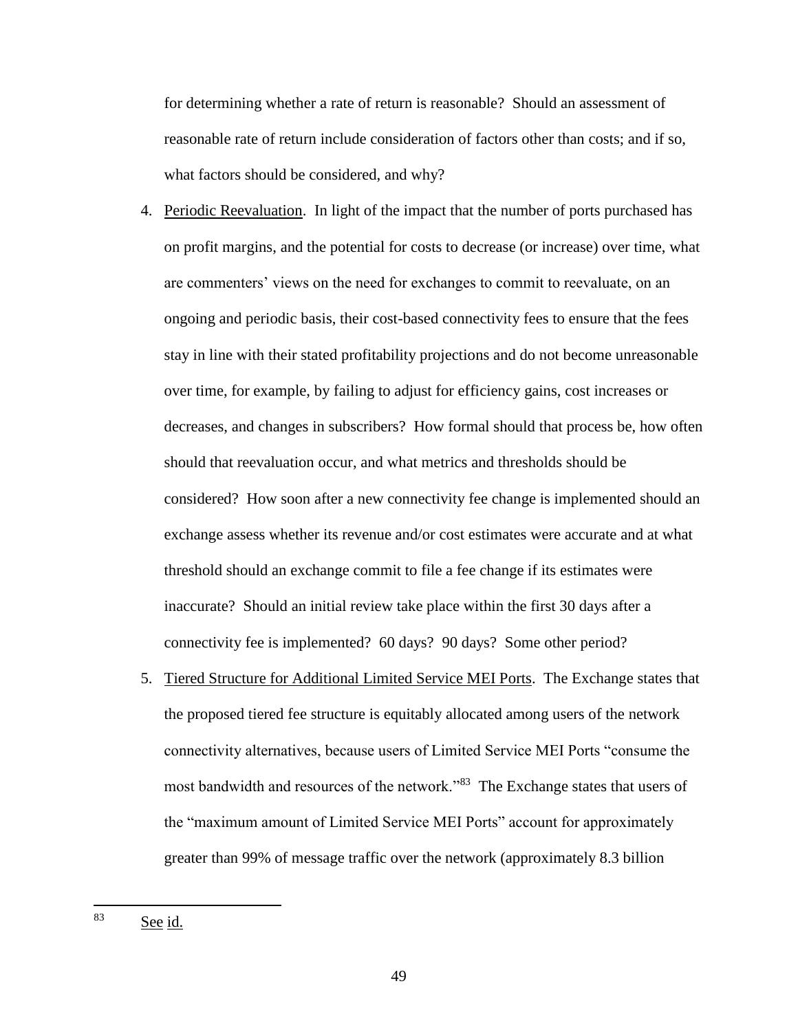for determining whether a rate of return is reasonable? Should an assessment of reasonable rate of return include consideration of factors other than costs; and if so, what factors should be considered, and why?

4. Periodic Reevaluation. In light of the impact that the number of ports purchased has on profit margins, and the potential for costs to decrease (or increase) over time, what are commenters' views on the need for exchanges to commit to reevaluate, on an ongoing and periodic basis, their cost-based connectivity fees to ensure that the fees stay in line with their stated profitability projections and do not become unreasonable over time, for example, by failing to adjust for efficiency gains, cost increases or decreases, and changes in subscribers? How formal should that process be, how often should that reevaluation occur, and what metrics and thresholds should be considered? How soon after a new connectivity fee change is implemented should an exchange assess whether its revenue and/or cost estimates were accurate and at what threshold should an exchange commit to file a fee change if its estimates were inaccurate? Should an initial review take place within the first 30 days after a connectivity fee is implemented? 60 days? 90 days? Some other period?

5. Tiered Structure for Additional Limited Service MEI Ports. The Exchange states that the proposed tiered fee structure is equitably allocated among users of the network connectivity alternatives, because users of Limited Service MEI Ports "consume the most bandwidth and resources of the network."[83] The Exchange states that users of the "maximum amount of Limited Service MEI Ports" account for approximately greater than 99% of message traffic over the network (approximately 8.3 billion

---

[83] See id.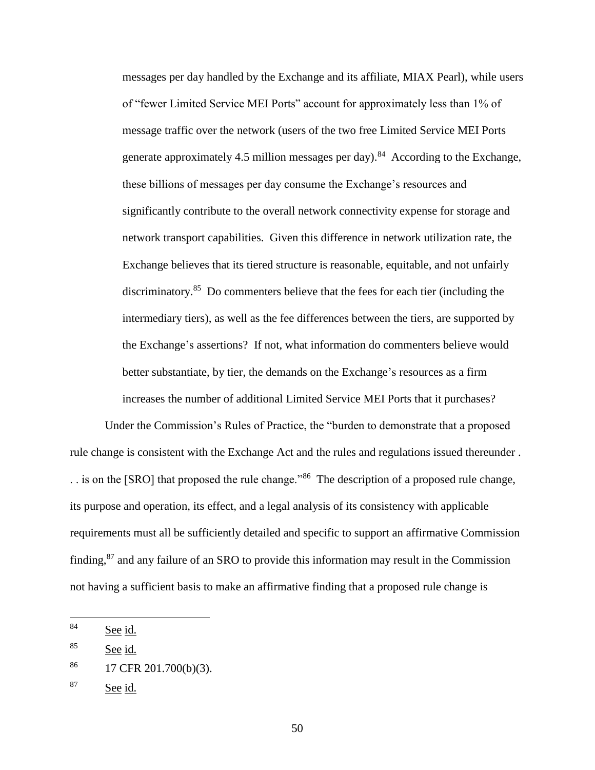> messages per day handled by the Exchange and its affiliate, MIAX Pearl), while users of "fewer Limited Service MEI Ports" account for approximately less than 1% of message traffic over the network (users of the two free Limited Service MEI Ports generate approximately 4.5 million messages per day).[84] According to the Exchange, these billions of messages per day consume the Exchange's resources and significantly contribute to the overall network connectivity expense for storage and network transport capabilities. Given this difference in network utilization rate, the Exchange believes that its tiered structure is reasonable, equitable, and not unfairly discriminatory.[85] Do commenters believe that the fees for each tier (including the intermediary tiers), as well as the fee differences between the tiers, are supported by the Exchange's assertions? If not, what information do commenters believe would better substantiate, by tier, the demands on the Exchange's resources as a firm increases the number of additional Limited Service MEI Ports that it purchases?

Under the Commission's Rules of Practice, the "burden to demonstrate that a proposed rule change is consistent with the Exchange Act and the rules and regulations issued thereunder . . . is on the [SRO] that proposed the rule change."[86] The description of a proposed rule change, its purpose and operation, its effect, and a legal analysis of its consistency with applicable requirements must all be sufficiently detailed and specific to support an affirmative Commission finding,[87] and any failure of an SRO to provide this information may result in the Commission not having a sufficient basis to make an affirmative finding that a proposed rule change is

---

[84] See id.

[85] See id.

[86] 17 CFR 201.700(b)(3).

[87] See id.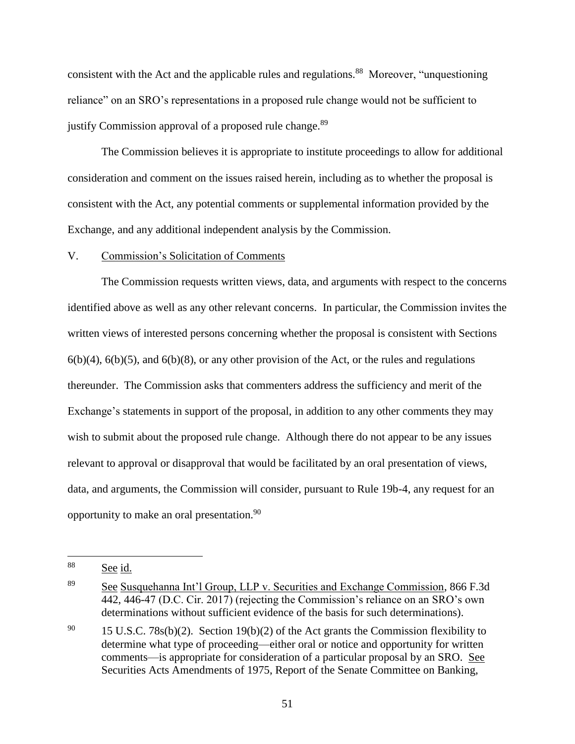consistent with the Act and the applicable rules and regulations.[88] Moreover, "unquestioning reliance" on an SRO's representations in a proposed rule change would not be sufficient to justify Commission approval of a proposed rule change.[89]

The Commission believes it is appropriate to institute proceedings to allow for additional consideration and comment on the issues raised herein, including as to whether the proposal is consistent with the Act, any potential comments or supplemental information provided by the Exchange, and any additional independent analysis by the Commission.

## V. Commission's Solicitation of Comments

The Commission requests written views, data, and arguments with respect to the concerns identified above as well as any other relevant concerns. In particular, the Commission invites the written views of interested persons concerning whether the proposal is consistent with Sections 6(b)(4), 6(b)(5), and 6(b)(8), or any other provision of the Act, or the rules and regulations thereunder. The Commission asks that commenters address the sufficiency and merit of the Exchange's statements in support of the proposal, in addition to any other comments they may wish to submit about the proposed rule change. Although there do not appear to be any issues relevant to approval or disapproval that would be facilitated by an oral presentation of views, data, and arguments, the Commission will consider, pursuant to Rule 19b-4, any request for an opportunity to make an oral presentation.[90]

---

[88] See id.

[89] See Susquehanna Int'l Group, LLP v. Securities and Exchange Commission, 866 F.3d 442, 446-47 (D.C. Cir. 2017) (rejecting the Commission's reliance on an SRO's own determinations without sufficient evidence of the basis for such determinations).

[90] 15 U.S.C. 78s(b)(2). Section 19(b)(2) of the Act grants the Commission flexibility to determine what type of proceeding—either oral or notice and opportunity for written comments—is appropriate for consideration of a particular proposal by an SRO. See Securities Acts Amendments of 1975, Report of the Senate Committee on Banking,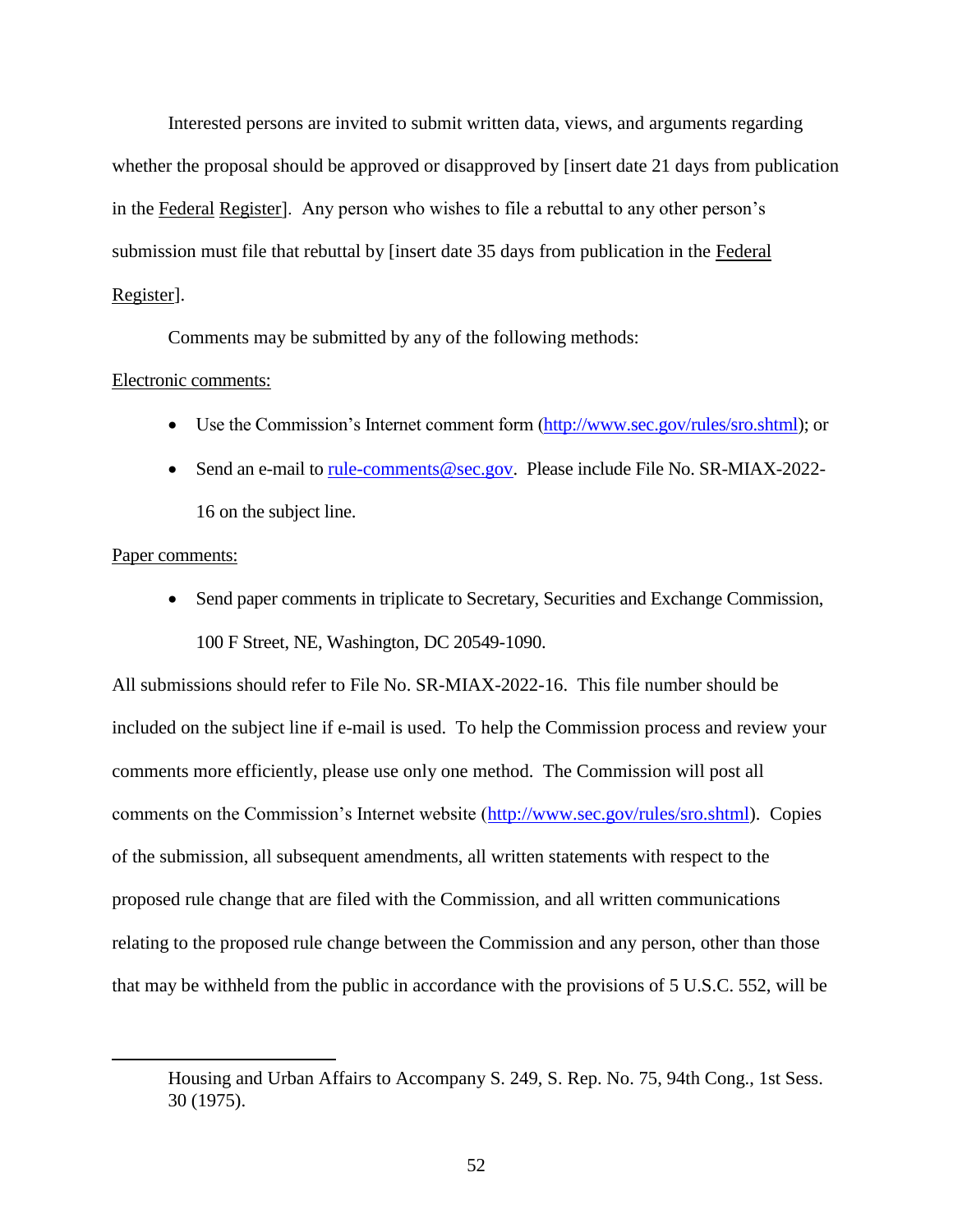Interested persons are invited to submit written data, views, and arguments regarding whether the proposal should be approved or disapproved by [insert date 21 days from publication in the Federal Register]. Any person who wishes to file a rebuttal to any other person's submission must file that rebuttal by [insert date 35 days from publication in the Federal Register].

Comments may be submitted by any of the following methods:

Electronic comments:

- Use the Commission's Internet comment form (http://www.sec.gov/rules/sro.shtml); or
- Send an e-mail to rule-comments@sec.gov. Please include File No. SR-MIAX-2022-16 on the subject line.

Paper comments:

- Send paper comments in triplicate to Secretary, Securities and Exchange Commission, 100 F Street, NE, Washington, DC 20549-1090.

All submissions should refer to File No. SR-MIAX-2022-16. This file number should be included on the subject line if e-mail is used. To help the Commission process and review your comments more efficiently, please use only one method. The Commission will post all comments on the Commission's Internet website (http://www.sec.gov/rules/sro.shtml). Copies of the submission, all subsequent amendments, all written statements with respect to the proposed rule change that are filed with the Commission, and all written communications relating to the proposed rule change between the Commission and any person, other than those that may be withheld from the public in accordance with the provisions of 5 U.S.C. 552, will be

---

Housing and Urban Affairs to Accompany S. 249, S. Rep. No. 75, 94th Cong., 1st Sess. 30 (1975).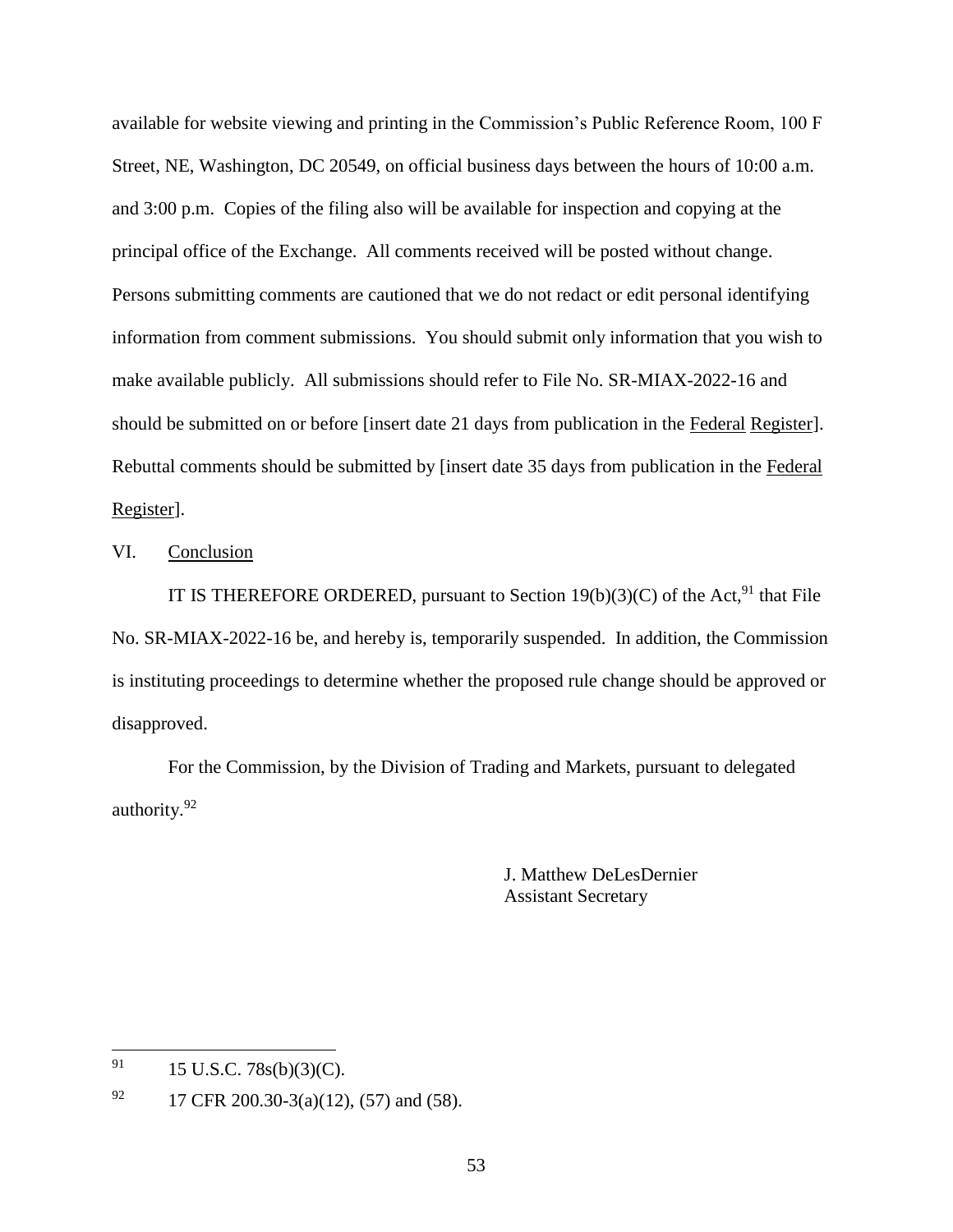available for website viewing and printing in the Commission's Public Reference Room, 100 F Street, NE, Washington, DC 20549, on official business days between the hours of 10:00 a.m. and 3:00 p.m. Copies of the filing also will be available for inspection and copying at the principal office of the Exchange. All comments received will be posted without change. Persons submitting comments are cautioned that we do not redact or edit personal identifying information from comment submissions. You should submit only information that you wish to make available publicly. All submissions should refer to File No. SR-MIAX-2022-16 and should be submitted on or before [insert date 21 days from publication in the Federal Register]. Rebuttal comments should be submitted by [insert date 35 days from publication in the Federal Register].

## VI. Conclusion

IT IS THEREFORE ORDERED, pursuant to Section 19(b)(3)(C) of the Act,[91] that File No. SR-MIAX-2022-16 be, and hereby is, temporarily suspended. In addition, the Commission is instituting proceedings to determine whether the proposed rule change should be approved or disapproved.

For the Commission, by the Division of Trading and Markets, pursuant to delegated authority.[92]

J. Matthew DeLesDernier
Assistant Secretary

---

91 15 U.S.C. 78s(b)(3)(C).

92 17 CFR 200.30-3(a)(12), (57) and (58).